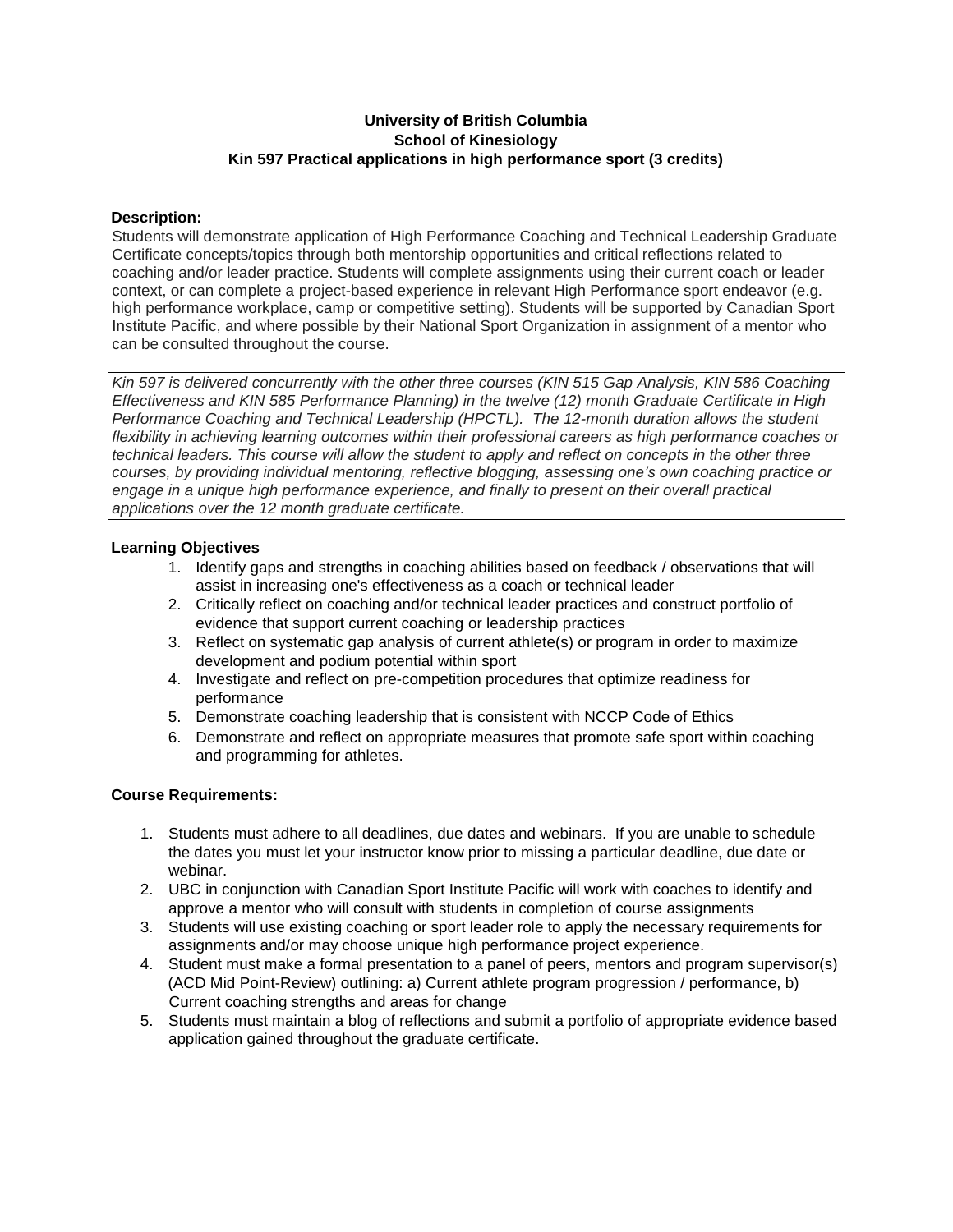# University of British Columbia
## School of Kinesiology
## Kin 597 Practical applications in high performance sport (3 credits)

**Description:**

Students will demonstrate application of High Performance Coaching and Technical Leadership Graduate Certificate concepts/topics through both mentorship opportunities and critical reflections related to coaching and/or leader practice. Students will complete assignments using their current coach or leader context, or can complete a project-based experience in relevant High Performance sport endeavor (e.g. high performance workplace, camp or competitive setting). Students will be supported by Canadian Sport Institute Pacific, and where possible by their National Sport Organization in assignment of a mentor who can be consulted throughout the course.

*Kin 597 is delivered concurrently with the other three courses (KIN 515 Gap Analysis, KIN 586 Coaching Effectiveness and KIN 585 Performance Planning) in the twelve (12) month Graduate Certificate in High Performance Coaching and Technical Leadership (HPCTL). The 12-month duration allows the student flexibility in achieving learning outcomes within their professional careers as high performance coaches or technical leaders. This course will allow the student to apply and reflect on concepts in the other three courses, by providing individual mentoring, reflective blogging, assessing one's own coaching practice or engage in a unique high performance experience, and finally to present on their overall practical applications over the 12 month graduate certificate.*

**Learning Objectives**

1. Identify gaps and strengths in coaching abilities based on feedback / observations that will assist in increasing one's effectiveness as a coach or technical leader
2. Critically reflect on coaching and/or technical leader practices and construct portfolio of evidence that support current coaching or leadership practices
3. Reflect on systematic gap analysis of current athlete(s) or program in order to maximize development and podium potential within sport
4. Investigate and reflect on pre-competition procedures that optimize readiness for performance
5. Demonstrate coaching leadership that is consistent with NCCP Code of Ethics
6. Demonstrate and reflect on appropriate measures that promote safe sport within coaching and programming for athletes.

**Course Requirements:**

1. Students must adhere to all deadlines, due dates and webinars. If you are unable to schedule the dates you must let your instructor know prior to missing a particular deadline, due date or webinar.
2. UBC in conjunction with Canadian Sport Institute Pacific will work with coaches to identify and approve a mentor who will consult with students in completion of course assignments
3. Students will use existing coaching or sport leader role to apply the necessary requirements for assignments and/or may choose unique high performance project experience.
4. Student must make a formal presentation to a panel of peers, mentors and program supervisor(s) (ACD Mid Point-Review) outlining: a) Current athlete program progression / performance, b) Current coaching strengths and areas for change
5. Students must maintain a blog of reflections and submit a portfolio of appropriate evidence based application gained throughout the graduate certificate.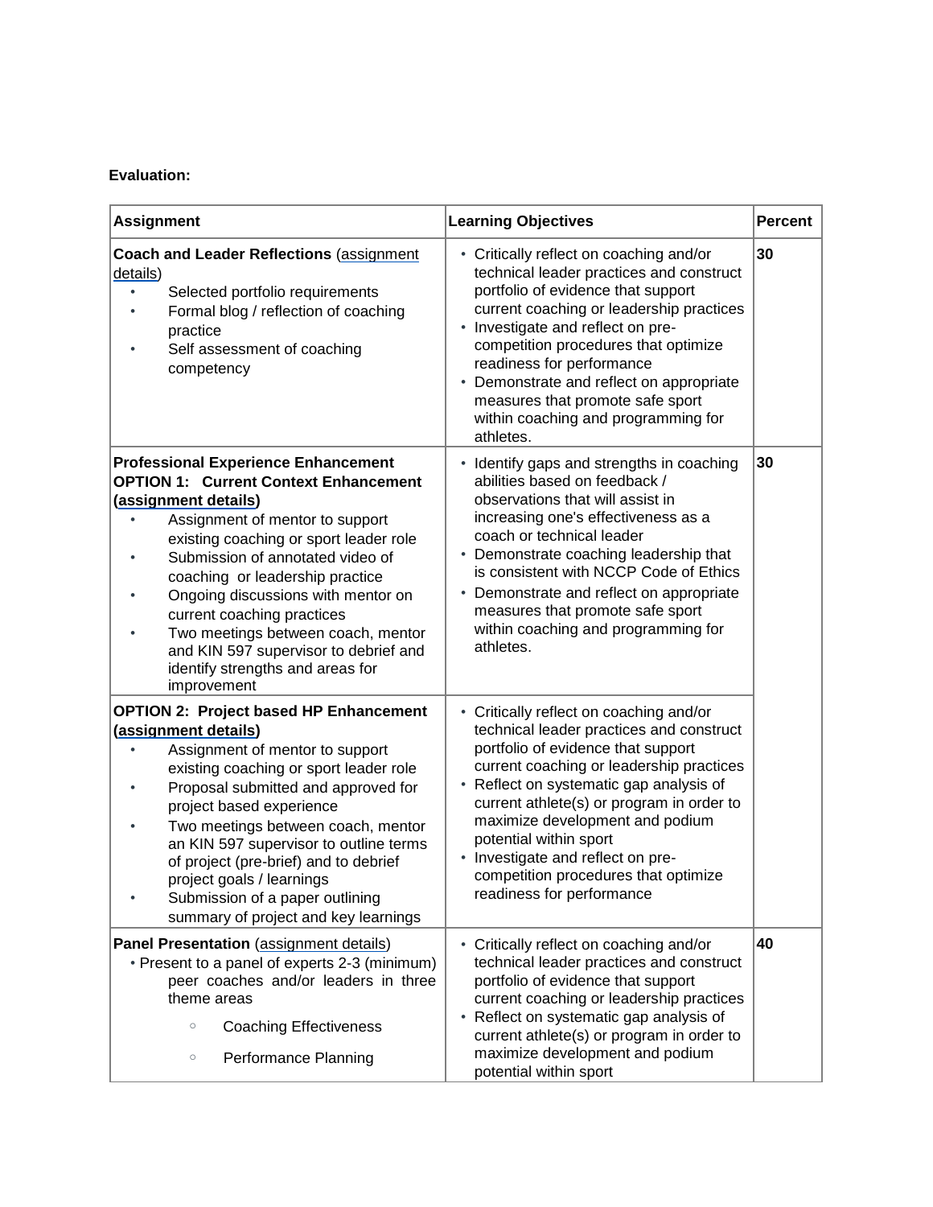**Evaluation:**

| Assignment | Learning Objectives | Percent |
|---|---|---|
| **Coach and Leader Reflections** (assignment details)<br>• Selected portfolio requirements<br>• Formal blog / reflection of coaching practice<br>• Self assessment of coaching competency | • Critically reflect on coaching and/or technical leader practices and construct portfolio of evidence that support current coaching or leadership practices<br>• Investigate and reflect on pre-competition procedures that optimize readiness for performance<br>• Demonstrate and reflect on appropriate measures that promote safe sport within coaching and programming for athletes. | **30** |
| **Professional Experience Enhancement**<br>**OPTION 1: Current Context Enhancement (assignment details)**<br>• Assignment of mentor to support existing coaching or sport leader role<br>• Submission of annotated video of coaching or leadership practice<br>• Ongoing discussions with mentor on current coaching practices<br>• Two meetings between coach, mentor and KIN 597 supervisor to debrief and identify strengths and areas for improvement | • Identify gaps and strengths in coaching abilities based on feedback / observations that will assist in increasing one's effectiveness as a coach or technical leader<br>• Demonstrate coaching leadership that is consistent with NCCP Code of Ethics<br>• Demonstrate and reflect on appropriate measures that promote safe sport within coaching and programming for athletes. | **30** |
| **OPTION 2: Project based HP Enhancement (assignment details)**<br>• Assignment of mentor to support existing coaching or sport leader role<br>• Proposal submitted and approved for project based experience<br>• Two meetings between coach, mentor an KIN 597 supervisor to outline terms of project (pre-brief) and to debrief project goals / learnings<br>• Submission of a paper outlining summary of project and key learnings | • Critically reflect on coaching and/or technical leader practices and construct portfolio of evidence that support current coaching or leadership practices<br>• Reflect on systematic gap analysis of current athlete(s) or program in order to maximize development and podium potential within sport<br>• Investigate and reflect on pre-competition procedures that optimize readiness for performance | |
| **Panel Presentation** (assignment details)<br>• Present to a panel of experts 2-3 (minimum) peer coaches and/or leaders in three theme areas<br>◦ Coaching Effectiveness<br>◦ Performance Planning | • Critically reflect on coaching and/or technical leader practices and construct portfolio of evidence that support current coaching or leadership practices<br>• Reflect on systematic gap analysis of current athlete(s) or program in order to maximize development and podium potential within sport | **40** |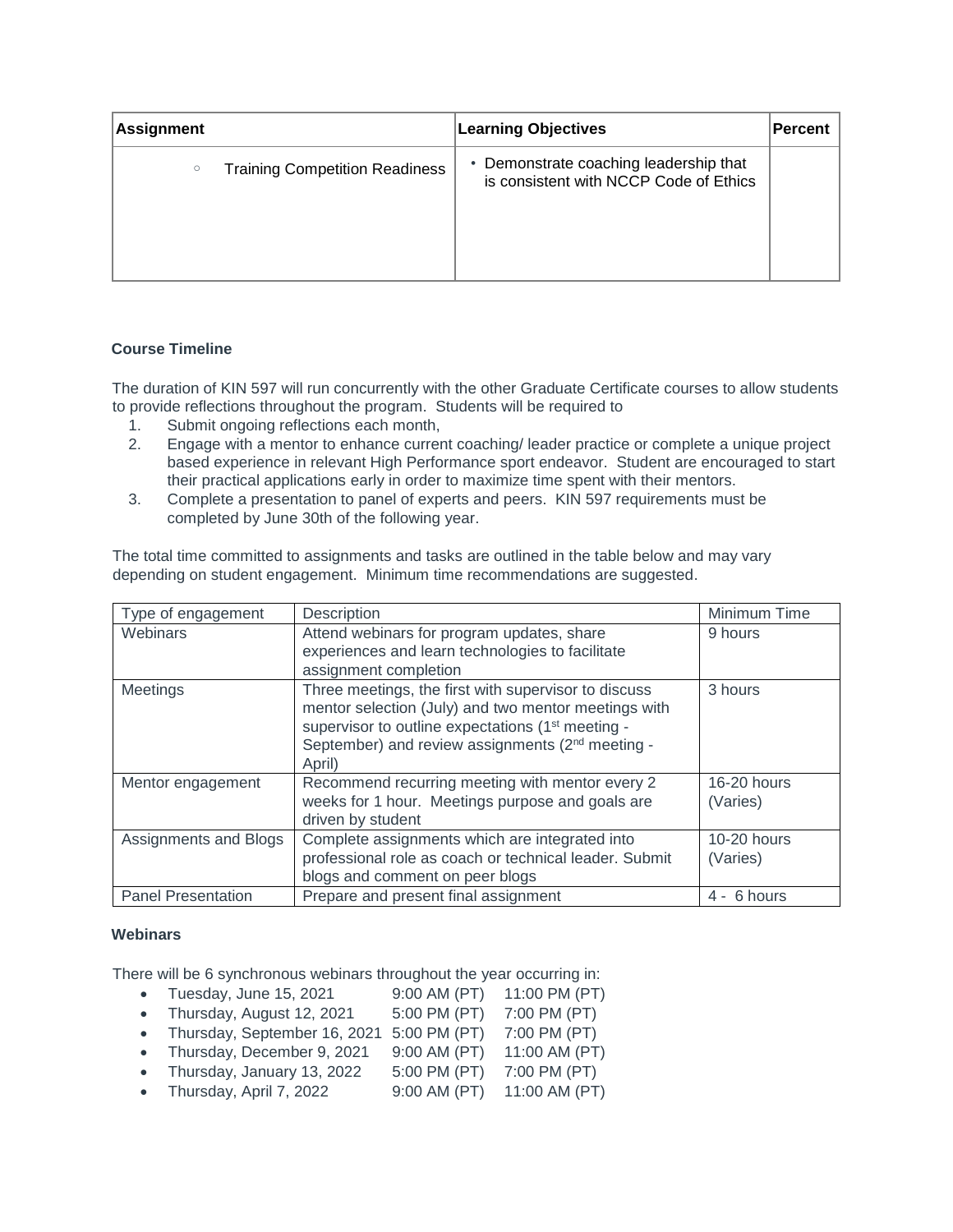| Assignment | Learning Objectives | Percent |
|---|---|---|
| ◦ Training Competition Readiness | • Demonstrate coaching leadership that is consistent with NCCP Code of Ethics | |

**Course Timeline**

The duration of KIN 597 will run concurrently with the other Graduate Certificate courses to allow students to provide reflections throughout the program. Students will be required to

1. Submit ongoing reflections each month,
2. Engage with a mentor to enhance current coaching/ leader practice or complete a unique project based experience in relevant High Performance sport endeavor. Student are encouraged to start their practical applications early in order to maximize time spent with their mentors.
3. Complete a presentation to panel of experts and peers. KIN 597 requirements must be completed by June 30th of the following year.

The total time committed to assignments and tasks are outlined in the table below and may vary depending on student engagement. Minimum time recommendations are suggested.

| Type of engagement | Description | Minimum Time |
|---|---|---|
| Webinars | Attend webinars for program updates, share experiences and learn technologies to facilitate assignment completion | 9 hours |
| Meetings | Three meetings, the first with supervisor to discuss mentor selection (July) and two mentor meetings with supervisor to outline expectations (1st meeting - September) and review assignments (2nd meeting - April) | 3 hours |
| Mentor engagement | Recommend recurring meeting with mentor every 2 weeks for 1 hour. Meetings purpose and goals are driven by student | 16-20 hours (Varies) |
| Assignments and Blogs | Complete assignments which are integrated into professional role as coach or technical leader. Submit blogs and comment on peer blogs | 10-20 hours (Varies) |
| Panel Presentation | Prepare and present final assignment | 4 - 6 hours |

**Webinars**

There will be 6 synchronous webinars throughout the year occurring in:

- Tuesday, June 15, 2021 9:00 AM (PT) 11:00 PM (PT)
- Thursday, August 12, 2021 5:00 PM (PT) 7:00 PM (PT)
- Thursday, September 16, 2021 5:00 PM (PT) 7:00 PM (PT)
- Thursday, December 9, 2021 9:00 AM (PT) 11:00 AM (PT)
- Thursday, January 13, 2022 5:00 PM (PT) 7:00 PM (PT)
- Thursday, April 7, 2022 9:00 AM (PT) 11:00 AM (PT)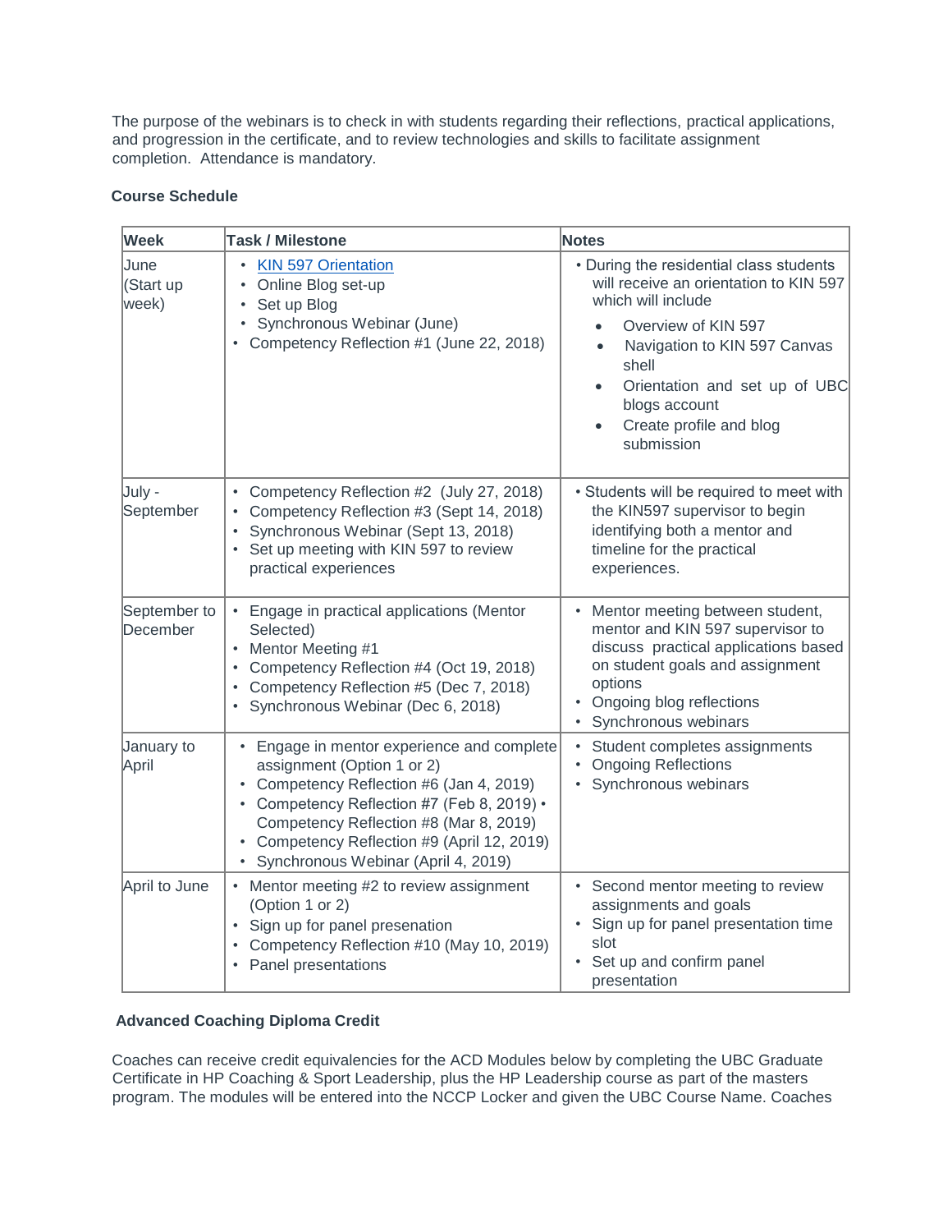The purpose of the webinars is to check in with students regarding their reflections, practical applications, and progression in the certificate, and to review technologies and skills to facilitate assignment completion. Attendance is mandatory.

**Course Schedule**

| Week | Task / Milestone | Notes |
|---|---|---|
| June (Start up week) | • KIN 597 Orientation<br>• Online Blog set-up<br>• Set up Blog<br>• Synchronous Webinar (June)<br>• Competency Reflection #1 (June 22, 2018) | • During the residential class students will receive an orientation to KIN 597 which will include<br>• Overview of KIN 597<br>• Navigation to KIN 597 Canvas shell<br>• Orientation and set up of UBC blogs account<br>• Create profile and blog submission |
| July - September | • Competency Reflection #2 (July 27, 2018)<br>• Competency Reflection #3 (Sept 14, 2018)<br>• Synchronous Webinar (Sept 13, 2018)<br>• Set up meeting with KIN 597 to review practical experiences | • Students will be required to meet with the KIN597 supervisor to begin identifying both a mentor and timeline for the practical experiences. |
| September to December | • Engage in practical applications (Mentor Selected)<br>• Mentor Meeting #1<br>• Competency Reflection #4 (Oct 19, 2018)<br>• Competency Reflection #5 (Dec 7, 2018)<br>• Synchronous Webinar (Dec 6, 2018) | • Mentor meeting between student, mentor and KIN 597 supervisor to discuss practical applications based on student goals and assignment options<br>• Ongoing blog reflections<br>• Synchronous webinars |
| January to April | • Engage in mentor experience and complete assignment (Option 1 or 2)<br>• Competency Reflection #6 (Jan 4, 2019)<br>• Competency Reflection #7 (Feb 8, 2019) • Competency Reflection #8 (Mar 8, 2019)<br>• Competency Reflection #9 (April 12, 2019)<br>• Synchronous Webinar (April 4, 2019) | • Student completes assignments<br>• Ongoing Reflections<br>• Synchronous webinars |
| April to June | • Mentor meeting #2 to review assignment (Option 1 or 2)<br>• Sign up for panel presenation<br>• Competency Reflection #10 (May 10, 2019)<br>• Panel presentations | • Second mentor meeting to review assignments and goals<br>• Sign up for panel presentation time slot<br>• Set up and confirm panel presentation |

**Advanced Coaching Diploma Credit**

Coaches can receive credit equivalencies for the ACD Modules below by completing the UBC Graduate Certificate in HP Coaching & Sport Leadership, plus the HP Leadership course as part of the masters program. The modules will be entered into the NCCP Locker and given the UBC Course Name. Coaches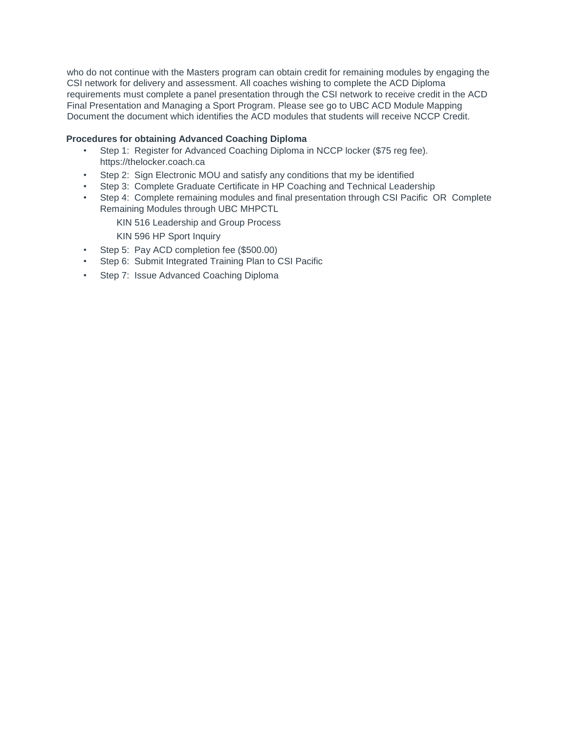who do not continue with the Masters program can obtain credit for remaining modules by engaging the CSI network for delivery and assessment. All coaches wishing to complete the ACD Diploma requirements must complete a panel presentation through the CSI network to receive credit in the ACD Final Presentation and Managing a Sport Program. Please see go to UBC ACD Module Mapping Document the document which identifies the ACD modules that students will receive NCCP Credit.

**Procedures for obtaining Advanced Coaching Diploma**

- Step 1: Register for Advanced Coaching Diploma in NCCP locker ($75 reg fee). https://thelocker.coach.ca
- Step 2: Sign Electronic MOU and satisfy any conditions that my be identified
- Step 3: Complete Graduate Certificate in HP Coaching and Technical Leadership
- Step 4: Complete remaining modules and final presentation through CSI Pacific OR Complete Remaining Modules through UBC MHPCTL

  KIN 516 Leadership and Group Process

  KIN 596 HP Sport Inquiry
- Step 5: Pay ACD completion fee ($500.00)
- Step 6: Submit Integrated Training Plan to CSI Pacific
- Step 7: Issue Advanced Coaching Diploma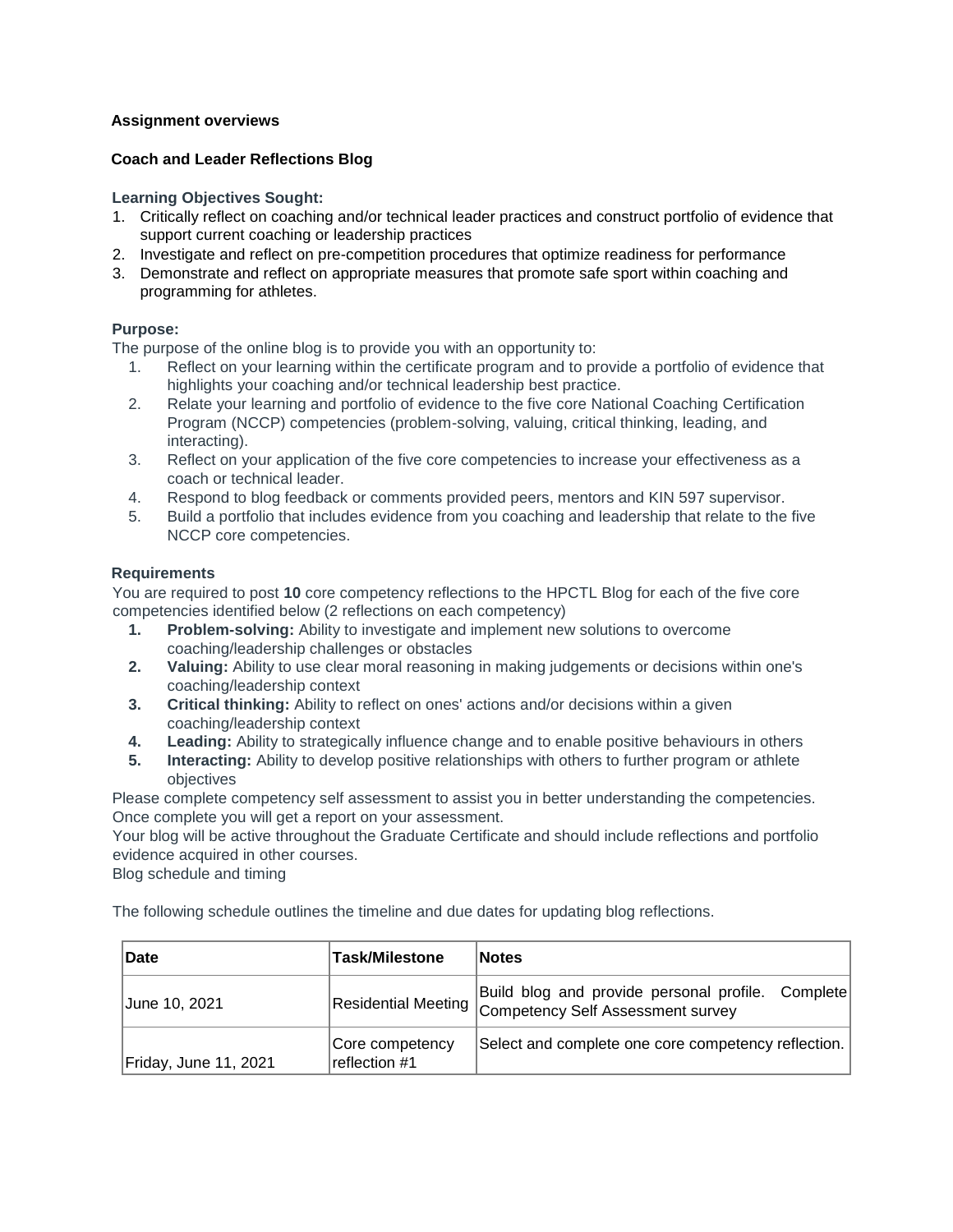### Assignment overviews

### Coach and Leader Reflections Blog

**Learning Objectives Sought:**

1. Critically reflect on coaching and/or technical leader practices and construct portfolio of evidence that support current coaching or leadership practices
2. Investigate and reflect on pre-competition procedures that optimize readiness for performance
3. Demonstrate and reflect on appropriate measures that promote safe sport within coaching and programming for athletes.

**Purpose:**

The purpose of the online blog is to provide you with an opportunity to:

1. Reflect on your learning within the certificate program and to provide a portfolio of evidence that highlights your coaching and/or technical leadership best practice.
2. Relate your learning and portfolio of evidence to the five core National Coaching Certification Program (NCCP) competencies (problem-solving, valuing, critical thinking, leading, and interacting).
3. Reflect on your application of the five core competencies to increase your effectiveness as a coach or technical leader.
4. Respond to blog feedback or comments provided peers, mentors and KIN 597 supervisor.
5. Build a portfolio that includes evidence from you coaching and leadership that relate to the five NCCP core competencies.

**Requirements**

You are required to post **10** core competency reflections to the HPCTL Blog for each of the five core competencies identified below (2 reflections on each competency)

1. **Problem-solving:** Ability to investigate and implement new solutions to overcome coaching/leadership challenges or obstacles
2. **Valuing:** Ability to use clear moral reasoning in making judgements or decisions within one's coaching/leadership context
3. **Critical thinking:** Ability to reflect on ones' actions and/or decisions within a given coaching/leadership context
4. **Leading:** Ability to strategically influence change and to enable positive behaviours in others
5. **Interacting:** Ability to develop positive relationships with others to further program or athlete objectives

Please complete competency self assessment to assist you in better understanding the competencies. Once complete you will get a report on your assessment.

Your blog will be active throughout the Graduate Certificate and should include reflections and portfolio evidence acquired in other courses.

Blog schedule and timing

The following schedule outlines the timeline and due dates for updating blog reflections.

| Date | Task/Milestone | Notes |
|---|---|---|
| June 10, 2021 | Residential Meeting | Build blog and provide personal profile. Complete Competency Self Assessment survey |
| Friday, June 11, 2021 | Core competency reflection #1 | Select and complete one core competency reflection. |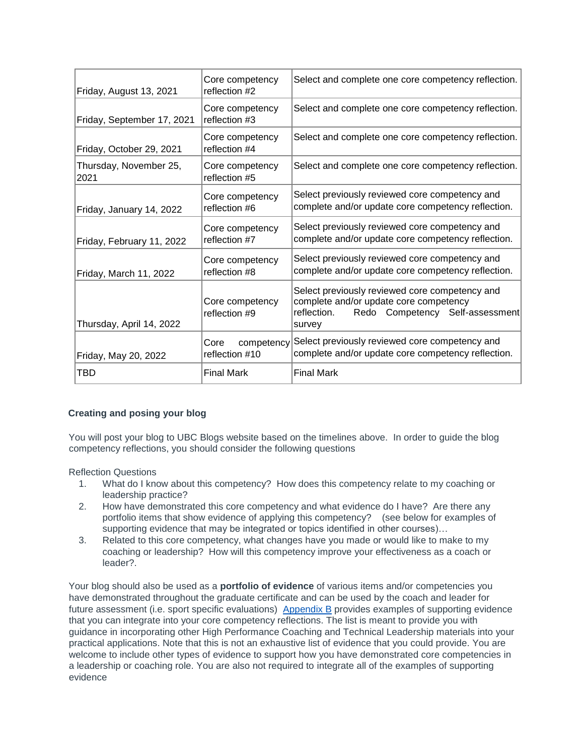| Friday, August 13, 2021 | Core competency reflection #2 | Select and complete one core competency reflection. |
|---|---|---|
| Friday, September 17, 2021 | Core competency reflection #3 | Select and complete one core competency reflection. |
| Friday, October 29, 2021 | Core competency reflection #4 | Select and complete one core competency reflection. |
| Thursday, November 25, 2021 | Core competency reflection #5 | Select and complete one core competency reflection. |
| Friday, January 14, 2022 | Core competency reflection #6 | Select previously reviewed core competency and complete and/or update core competency reflection. |
| Friday, February 11, 2022 | Core competency reflection #7 | Select previously reviewed core competency and complete and/or update core competency reflection. |
| Friday, March 11, 2022 | Core competency reflection #8 | Select previously reviewed core competency and complete and/or update core competency reflection. |
| Thursday, April 14, 2022 | Core competency reflection #9 | Select previously reviewed core competency and complete and/or update core competency reflection. Redo Competency Self-assessment survey |
| Friday, May 20, 2022 | Core competency reflection #10 | Select previously reviewed core competency and complete and/or update core competency reflection. |
| TBD | Final Mark | Final Mark |

**Creating and posing your blog**

You will post your blog to UBC Blogs website based on the timelines above. In order to guide the blog competency reflections, you should consider the following questions

Reflection Questions

1. What do I know about this competency? How does this competency relate to my coaching or leadership practice?
2. How have demonstrated this core competency and what evidence do I have? Are there any portfolio items that show evidence of applying this competency? (see below for examples of supporting evidence that may be integrated or topics identified in other courses)…
3. Related to this core competency, what changes have you made or would like to make to my coaching or leadership? How will this competency improve your effectiveness as a coach or leader?.

Your blog should also be used as a **portfolio of evidence** of various items and/or competencies you have demonstrated throughout the graduate certificate and can be used by the coach and leader for future assessment (i.e. sport specific evaluations) Appendix B provides examples of supporting evidence that you can integrate into your core competency reflections. The list is meant to provide you with guidance in incorporating other High Performance Coaching and Technical Leadership materials into your practical applications. Note that this is not an exhaustive list of evidence that you could provide. You are welcome to include other types of evidence to support how you have demonstrated core competencies in a leadership or coaching role. You are also not required to integrate all of the examples of supporting evidence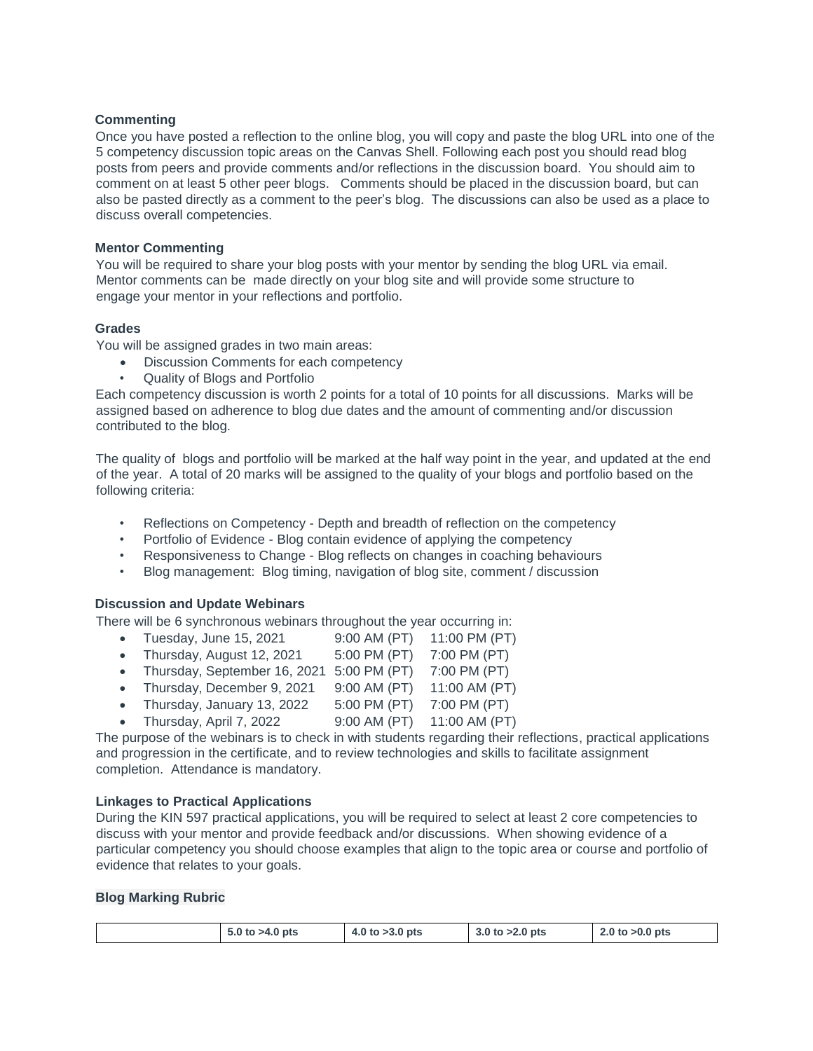### Commenting

Once you have posted a reflection to the online blog, you will copy and paste the blog URL into one of the 5 competency discussion topic areas on the Canvas Shell. Following each post you should read blog posts from peers and provide comments and/or reflections in the discussion board. You should aim to comment on at least 5 other peer blogs. Comments should be placed in the discussion board, but can also be pasted directly as a comment to the peer's blog. The discussions can also be used as a place to discuss overall competencies.

### Mentor Commenting

You will be required to share your blog posts with your mentor by sending the blog URL via email. Mentor comments can be made directly on your blog site and will provide some structure to engage your mentor in your reflections and portfolio.

### Grades

You will be assigned grades in two main areas:

- Discussion Comments for each competency
- Quality of Blogs and Portfolio

Each competency discussion is worth 2 points for a total of 10 points for all discussions. Marks will be assigned based on adherence to blog due dates and the amount of commenting and/or discussion contributed to the blog.

The quality of blogs and portfolio will be marked at the half way point in the year, and updated at the end of the year. A total of 20 marks will be assigned to the quality of your blogs and portfolio based on the following criteria:

- Reflections on Competency - Depth and breadth of reflection on the competency
- Portfolio of Evidence - Blog contain evidence of applying the competency
- Responsiveness to Change - Blog reflects on changes in coaching behaviours
- Blog management: Blog timing, navigation of blog site, comment / discussion

### Discussion and Update Webinars

There will be 6 synchronous webinars throughout the year occurring in:

- Tuesday, June 15, 2021 9:00 AM (PT) 11:00 PM (PT)
- Thursday, August 12, 2021 5:00 PM (PT) 7:00 PM (PT)
- Thursday, September 16, 2021 5:00 PM (PT) 7:00 PM (PT)
- Thursday, December 9, 2021 9:00 AM (PT) 11:00 AM (PT)
- Thursday, January 13, 2022 5:00 PM (PT) 7:00 PM (PT)
- Thursday, April 7, 2022 9:00 AM (PT) 11:00 AM (PT)

The purpose of the webinars is to check in with students regarding their reflections, practical applications and progression in the certificate, and to review technologies and skills to facilitate assignment completion. Attendance is mandatory.

### Linkages to Practical Applications

During the KIN 597 practical applications, you will be required to select at least 2 core competencies to discuss with your mentor and provide feedback and/or discussions. When showing evidence of a particular competency you should choose examples that align to the topic area or course and portfolio of evidence that relates to your goals.

### Blog Marking Rubric

| | 5.0 to >4.0 pts | 4.0 to >3.0 pts | 3.0 to >2.0 pts | 2.0 to >0.0 pts |
|---|---|---|---|---|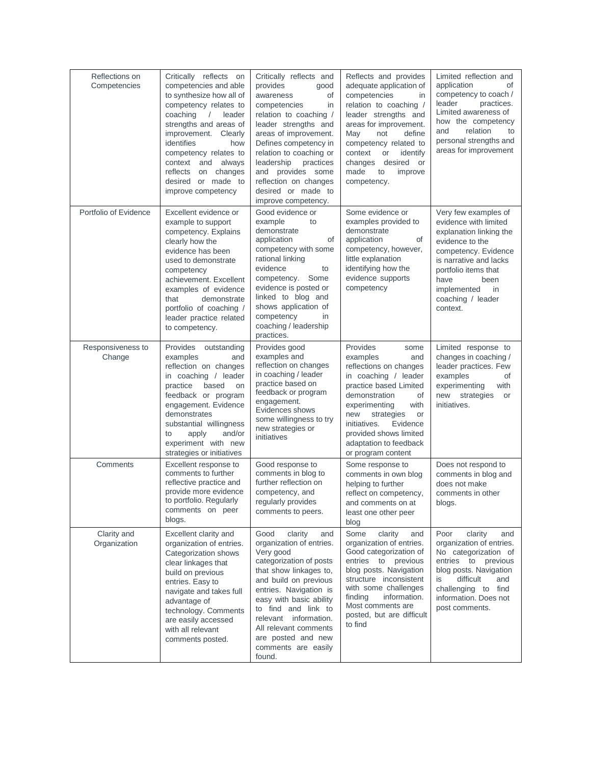| Reflections on Competencies | Critically reflects on competencies and able to synthesize how all of competency relates to coaching / leader strengths and areas of improvement. Clearly identifies how competency relates to context and always reflects on changes desired or made to improve competency | Critically reflects and provides good awareness of competencies in relation to coaching / leader strengths and areas of improvement. Defines competency in relation to coaching or leadership practices and provides some reflection on changes desired or made to improve competency. | Reflects and provides adequate application of competencies in relation to coaching / leader strengths and areas for improvement. May not define competency related to context or identify changes desired or made to improve competency. | Limited reflection and application of competency to coach / leader practices. Limited awareness of how the competency and relation to personal strengths and areas for improvement |
|---|---|---|---|---|
| Portfolio of Evidence | Excellent evidence or example to support competency. Explains clearly how the evidence has been used to demonstrate competency achievement. Excellent examples of evidence that demonstrate portfolio of coaching / leader practice related to competency. | Good evidence or example to demonstrate application of competency with some rational linking evidence to competency. Some evidence is posted or linked to blog and shows application of competency in coaching / leadership practices. | Some evidence or examples provided to demonstrate application of competency, however, little explanation identifying how the evidence supports competency | Very few examples of evidence with limited explanation linking the evidence to the competency. Evidence is narrative and lacks portfolio items that have been implemented in coaching / leader context. |
| Responsiveness to Change | Provides outstanding examples and reflection on changes in coaching / leader practice based on feedback or program engagement. Evidence demonstrates substantial willingness to apply and/or experiment with new strategies or initiatives | Provides good examples and reflection on changes in coaching / leader practice based on feedback or program engagement. Evidences shows some willingness to try new strategies or initiatives | Provides some examples and reflections on changes in coaching / leader practice based Limited demonstration of experimenting with new strategies or initiatives. Evidence provided shows limited adaptation to feedback or program content | Limited response to changes in coaching / leader practices. Few examples of experimenting with new strategies or initiatives. |
| Comments | Excellent response to comments to further reflective practice and provide more evidence to portfolio. Regularly comments on peer blogs. | Good response to comments in blog to further reflection on competency, and regularly provides comments to peers. | Some response to comments in own blog helping to further reflect on competency, and comments on at least one other peer blog | Does not respond to comments in blog and does not make comments in other blogs. |
| Clarity and Organization | Excellent clarity and organization of entries. Categorization shows clear linkages that build on previous entries. Easy to navigate and takes full advantage of technology. Comments are easily accessed with all relevant comments posted. | Good clarity and organization of entries. Very good categorization of posts that show linkages to, and build on previous entries. Navigation is easy with basic ability to find and link to relevant information. All relevant comments are posted and new comments are easily found. | Some clarity and organization of entries. Good categorization of entries to previous blog posts. Navigation structure inconsistent with some challenges finding information. Most comments are posted, but are difficult to find | Poor clarity and organization of entries. No categorization of entries to previous blog posts. Navigation is difficult and challenging to find information. Does not post comments. |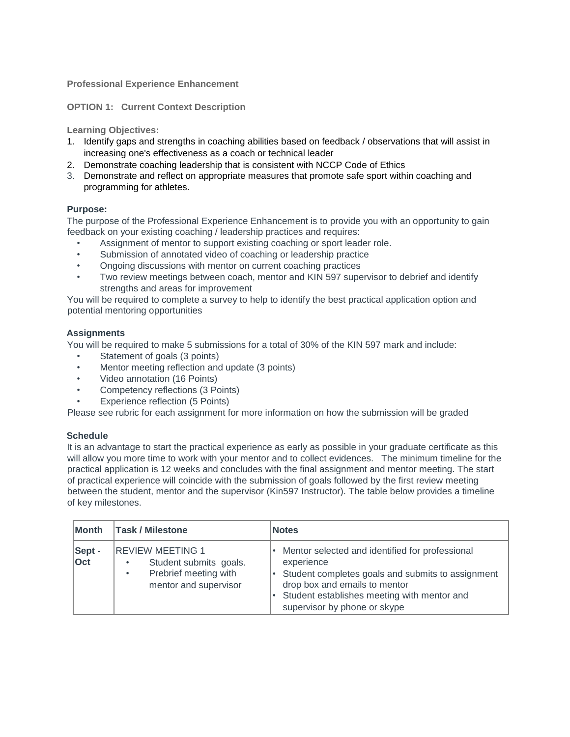**Professional Experience Enhancement**

**OPTION 1: Current Context Description**

**Learning Objectives:**

1. Identify gaps and strengths in coaching abilities based on feedback / observations that will assist in increasing one's effectiveness as a coach or technical leader
2. Demonstrate coaching leadership that is consistent with NCCP Code of Ethics
3. Demonstrate and reflect on appropriate measures that promote safe sport within coaching and programming for athletes.

**Purpose:**

The purpose of the Professional Experience Enhancement is to provide you with an opportunity to gain feedback on your existing coaching / leadership practices and requires:

- Assignment of mentor to support existing coaching or sport leader role.
- Submission of annotated video of coaching or leadership practice
- Ongoing discussions with mentor on current coaching practices
- Two review meetings between coach, mentor and KIN 597 supervisor to debrief and identify strengths and areas for improvement

You will be required to complete a survey to help to identify the best practical application option and potential mentoring opportunities

**Assignments**

You will be required to make 5 submissions for a total of 30% of the KIN 597 mark and include:

- Statement of goals (3 points)
- Mentor meeting reflection and update (3 points)
- Video annotation (16 Points)
- Competency reflections (3 Points)
- Experience reflection (5 Points)

Please see rubric for each assignment for more information on how the submission will be graded

**Schedule**

It is an advantage to start the practical experience as early as possible in your graduate certificate as this will allow you more time to work with your mentor and to collect evidences. The minimum timeline for the practical application is 12 weeks and concludes with the final assignment and mentor meeting. The start of practical experience will coincide with the submission of goals followed by the first review meeting between the student, mentor and the supervisor (Kin597 Instructor). The table below provides a timeline of key milestones.

| Month | Task / Milestone | Notes |
|---|---|---|
| Sept - Oct | REVIEW MEETING 1<br>• Student submits goals.<br>• Prebrief meeting with mentor and supervisor | • Mentor selected and identified for professional experience<br>• Student completes goals and submits to assignment drop box and emails to mentor<br>• Student establishes meeting with mentor and supervisor by phone or skype |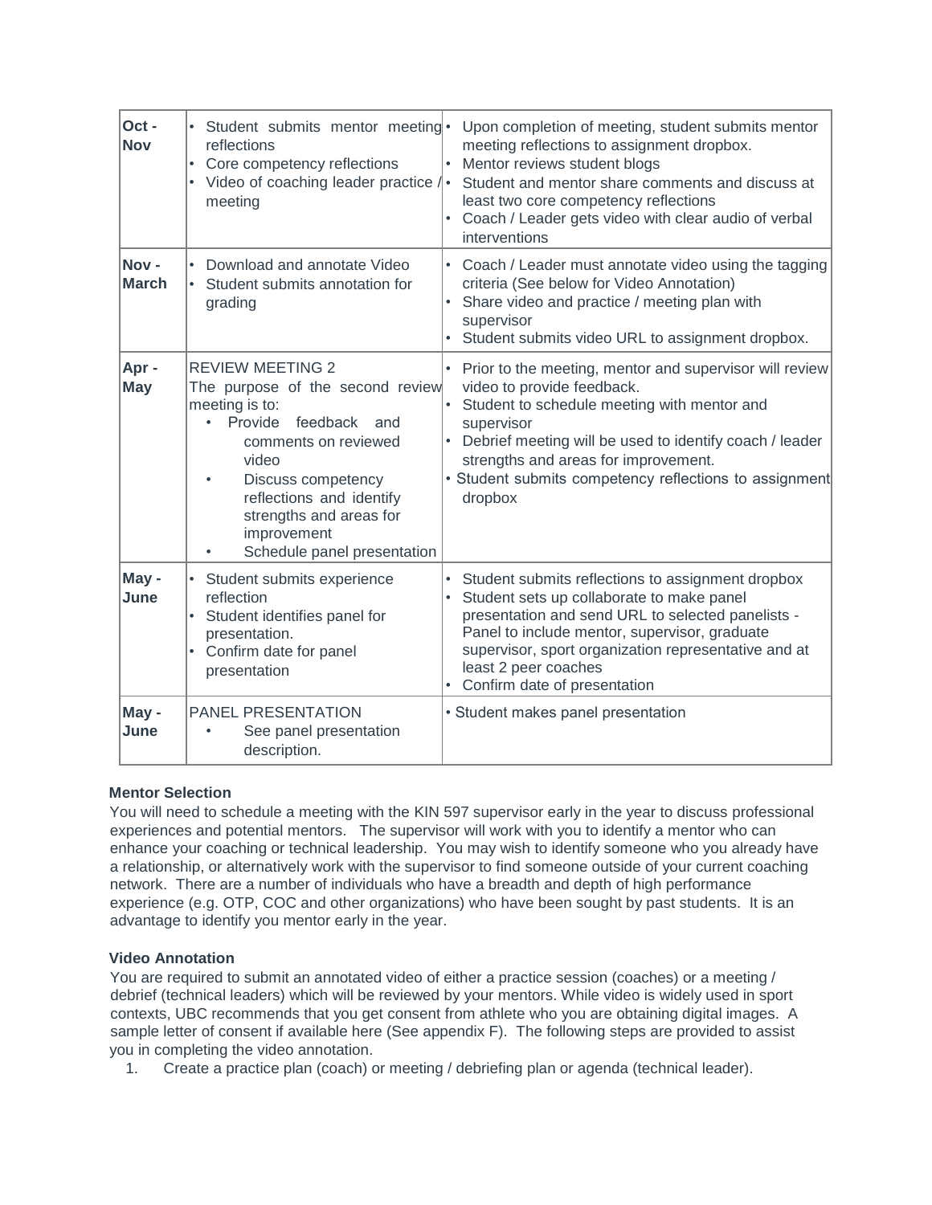| | | |
|---|---|---|
| **Oct - Nov** | • Student submits mentor meeting reflections<br>• Core competency reflections<br>• Video of coaching leader practice / meeting | • Upon completion of meeting, student submits mentor meeting reflections to assignment dropbox.<br>• Mentor reviews student blogs<br>• Student and mentor share comments and discuss at least two core competency reflections<br>• Coach / Leader gets video with clear audio of verbal interventions |
| **Nov - March** | • Download and annotate Video<br>• Student submits annotation for grading | • Coach / Leader must annotate video using the tagging criteria (See below for Video Annotation)<br>• Share video and practice / meeting plan with supervisor<br>• Student submits video URL to assignment dropbox. |
| **Apr - May** | REVIEW MEETING 2<br>The purpose of the second review meeting is to:<br>• Provide feedback and comments on reviewed video<br>• Discuss competency reflections and identify strengths and areas for improvement<br>• Schedule panel presentation | • Prior to the meeting, mentor and supervisor will review video to provide feedback.<br>• Student to schedule meeting with mentor and supervisor<br>• Debrief meeting will be used to identify coach / leader strengths and areas for improvement.<br>• Student submits competency reflections to assignment dropbox |
| **May - June** | • Student submits experience reflection<br>• Student identifies panel for presentation.<br>• Confirm date for panel presentation | • Student submits reflections to assignment dropbox<br>• Student sets up collaborate to make panel presentation and send URL to selected panelists - Panel to include mentor, supervisor, graduate supervisor, sport organization representative and at least 2 peer coaches<br>• Confirm date of presentation |
| **May - June** | PANEL PRESENTATION<br>• See panel presentation description. | • Student makes panel presentation |

**Mentor Selection**

You will need to schedule a meeting with the KIN 597 supervisor early in the year to discuss professional experiences and potential mentors. The supervisor will work with you to identify a mentor who can enhance your coaching or technical leadership. You may wish to identify someone who you already have a relationship, or alternatively work with the supervisor to find someone outside of your current coaching network. There are a number of individuals who have a breadth and depth of high performance experience (e.g. OTP, COC and other organizations) who have been sought by past students. It is an advantage to identify you mentor early in the year.

**Video Annotation**

You are required to submit an annotated video of either a practice session (coaches) or a meeting / debrief (technical leaders) which will be reviewed by your mentors. While video is widely used in sport contexts, UBC recommends that you get consent from athlete who you are obtaining digital images. A sample letter of consent if available here (See appendix F). The following steps are provided to assist you in completing the video annotation.

1. Create a practice plan (coach) or meeting / debriefing plan or agenda (technical leader).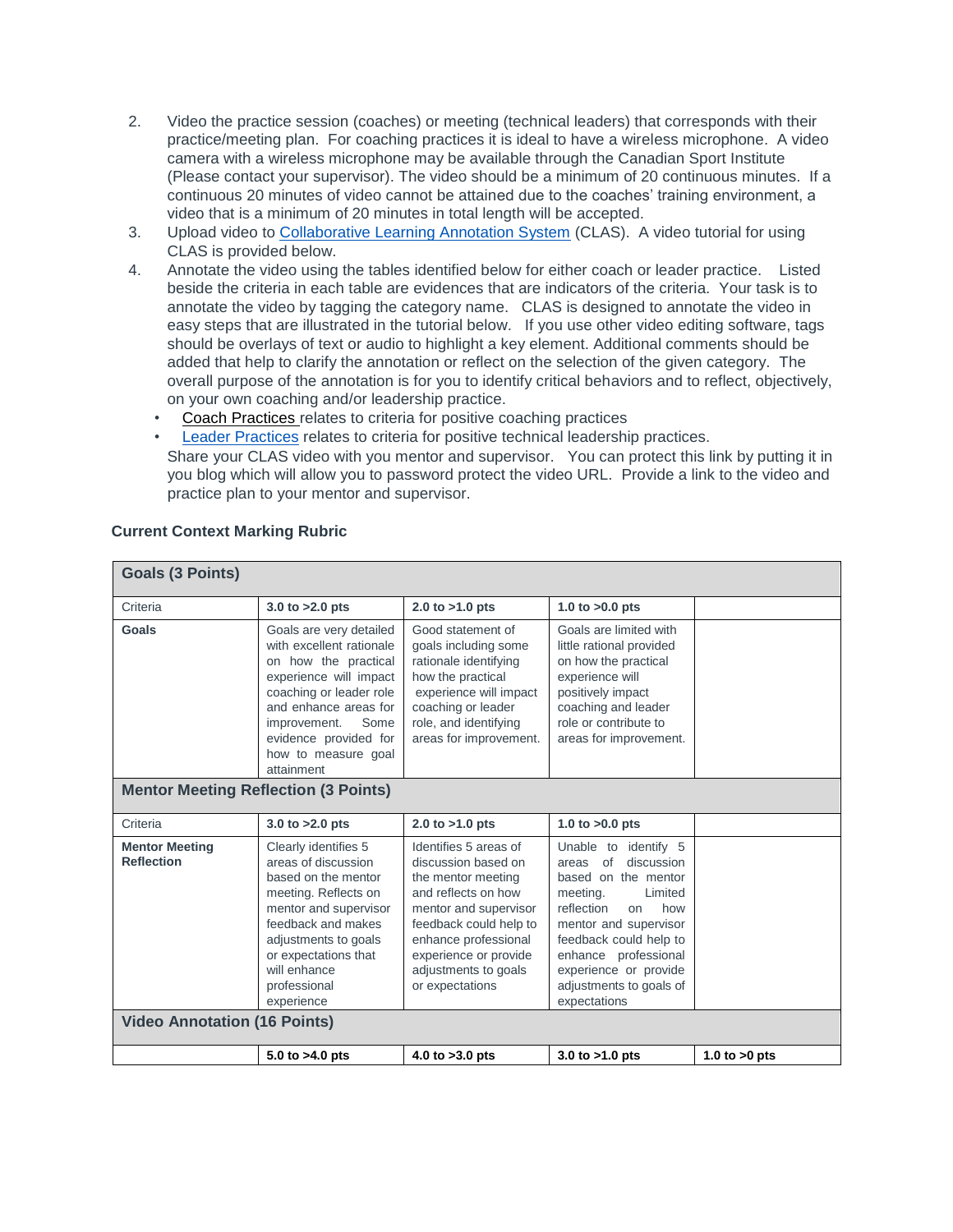2. Video the practice session (coaches) or meeting (technical leaders) that corresponds with their practice/meeting plan. For coaching practices it is ideal to have a wireless microphone. A video camera with a wireless microphone may be available through the Canadian Sport Institute (Please contact your supervisor). The video should be a minimum of 20 continuous minutes. If a continuous 20 minutes of video cannot be attained due to the coaches' training environment, a video that is a minimum of 20 minutes in total length will be accepted.
3. Upload video to Collaborative Learning Annotation System (CLAS). A video tutorial for using CLAS is provided below.
4. Annotate the video using the tables identified below for either coach or leader practice. Listed beside the criteria in each table are evidences that are indicators of the criteria. Your task is to annotate the video by tagging the category name. CLAS is designed to annotate the video in easy steps that are illustrated in the tutorial below. If you use other video editing software, tags should be overlays of text or audio to highlight a key element. Additional comments should be added that help to clarify the annotation or reflect on the selection of the given category. The overall purpose of the annotation is for you to identify critical behaviors and to reflect, objectively, on your own coaching and/or leadership practice.
   - Coach Practices relates to criteria for positive coaching practices
   - Leader Practices relates to criteria for positive technical leadership practices.

   Share your CLAS video with you mentor and supervisor. You can protect this link by putting it in you blog which will allow you to password protect the video URL. Provide a link to the video and practice plan to your mentor and supervisor.

**Current Context Marking Rubric**

| **Goals (3 Points)** | | | | |
|---|---|---|---|---|
| Criteria | **3.0 to >2.0 pts** | **2.0 to >1.0 pts** | **1.0 to >0.0 pts** | |
| **Goals** | Goals are very detailed with excellent rationale on how the practical experience will impact coaching or leader role and enhance areas for improvement. Some evidence provided for how to measure goal attainment | Good statement of goals including some rationale identifying how the practical experience will impact coaching or leader role, and identifying areas for improvement. | Goals are limited with little rational provided on how the practical experience will positively impact coaching and leader role or contribute to areas for improvement. | |
| **Mentor Meeting Reflection (3 Points)** | | | | |
| Criteria | **3.0 to >2.0 pts** | **2.0 to >1.0 pts** | **1.0 to >0.0 pts** | |
| **Mentor Meeting Reflection** | Clearly identifies 5 areas of discussion based on the mentor meeting. Reflects on mentor and supervisor feedback and makes adjustments to goals or expectations that will enhance professional experience | Identifies 5 areas of discussion based on the mentor meeting and reflects on how mentor and supervisor feedback could help to enhance professional experience or provide adjustments to goals or expectations | Unable to identify 5 areas of discussion based on the mentor meeting. Limited reflection on how mentor and supervisor feedback could help to enhance professional experience or provide adjustments to goals of expectations | |
| **Video Annotation (16 Points)** | | | | |
| | **5.0 to >4.0 pts** | **4.0 to >3.0 pts** | **3.0 to >1.0 pts** | **1.0 to >0 pts** |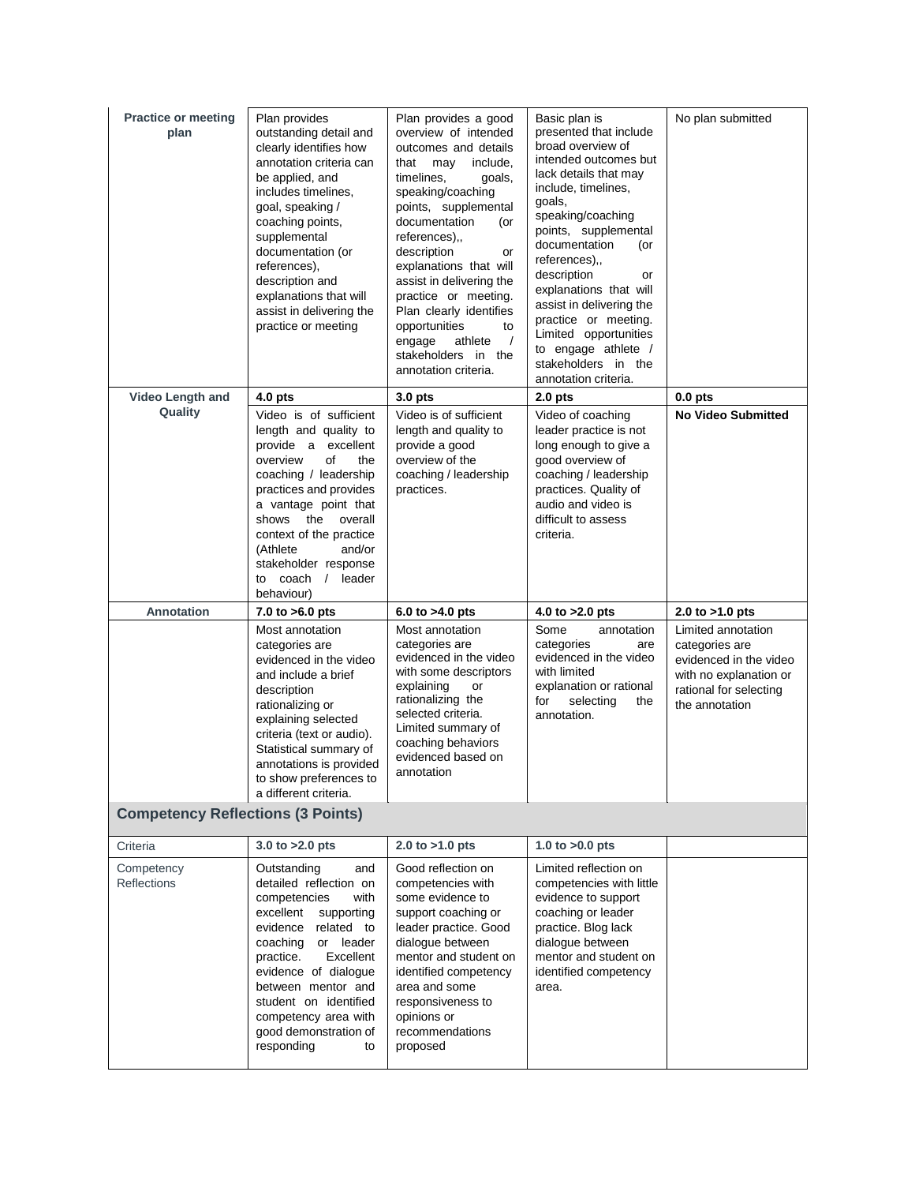| | | | | |
|---|---|---|---|---|
| **Practice or meeting plan** | Plan provides outstanding detail and clearly identifies how annotation criteria can be applied, and includes timelines, goal, speaking / coaching points, supplemental documentation (or references), description and explanations that will assist in delivering the practice or meeting | Plan provides a good overview of intended outcomes and details that may include, timelines, goals, speaking/coaching points, supplemental documentation (or references),, description or explanations that will assist in delivering the practice or meeting. Plan clearly identifies opportunities to engage athlete / stakeholders in the annotation criteria. | Basic plan is presented that include broad overview of intended outcomes but lack details that may include, timelines, goals, speaking/coaching points, supplemental documentation (or references),, description or explanations that will assist in delivering the practice or meeting. Limited opportunities to engage athlete / stakeholders in the annotation criteria. | No plan submitted |
| **Video Length and Quality** | **4.0 pts** | **3.0 pts** | **2.0 pts** | **0.0 pts** |
| | Video is of sufficient length and quality to provide a excellent overview of the coaching / leadership practices and provides a vantage point that shows the overall context of the practice (Athlete and/or stakeholder response to coach / leader behaviour) | Video is of sufficient length and quality to provide a good overview of the coaching / leadership practices. | Video of coaching leader practice is not long enough to give a good overview of coaching / leadership practices. Quality of audio and video is difficult to assess criteria. | **No Video Submitted** |
| **Annotation** | **7.0 to >6.0 pts** | **6.0 to >4.0 pts** | **4.0 to >2.0 pts** | **2.0 to >1.0 pts** |
| | Most annotation categories are evidenced in the video and include a brief description rationalizing or explaining selected criteria (text or audio). Statistical summary of annotations is provided to show preferences to a different criteria. | Most annotation categories are evidenced in the video with some descriptors explaining or rationalizing the selected criteria. Limited summary of coaching behaviors evidenced based on annotation | Some annotation categories are evidenced in the video with limited explanation or rational for selecting the annotation. | Limited annotation categories are evidenced in the video with no explanation or rational for selecting the annotation |

## Competency Reflections (3 Points)

| Criteria | 3.0 to >2.0 pts | 2.0 to >1.0 pts | 1.0 to >0.0 pts | |
|---|---|---|---|---|
| Competency Reflections | Outstanding and detailed reflection on competencies with excellent supporting evidence related to coaching or leader practice. Excellent evidence of dialogue between mentor and student on identified competency area with good demonstration of responding to | Good reflection on competencies with some evidence to support coaching or leader practice. Good dialogue between mentor and student on identified competency area and some responsiveness to opinions or recommendations proposed | Limited reflection on competencies with little evidence to support coaching or leader practice. Blog lack dialogue between mentor and student on identified competency area. | |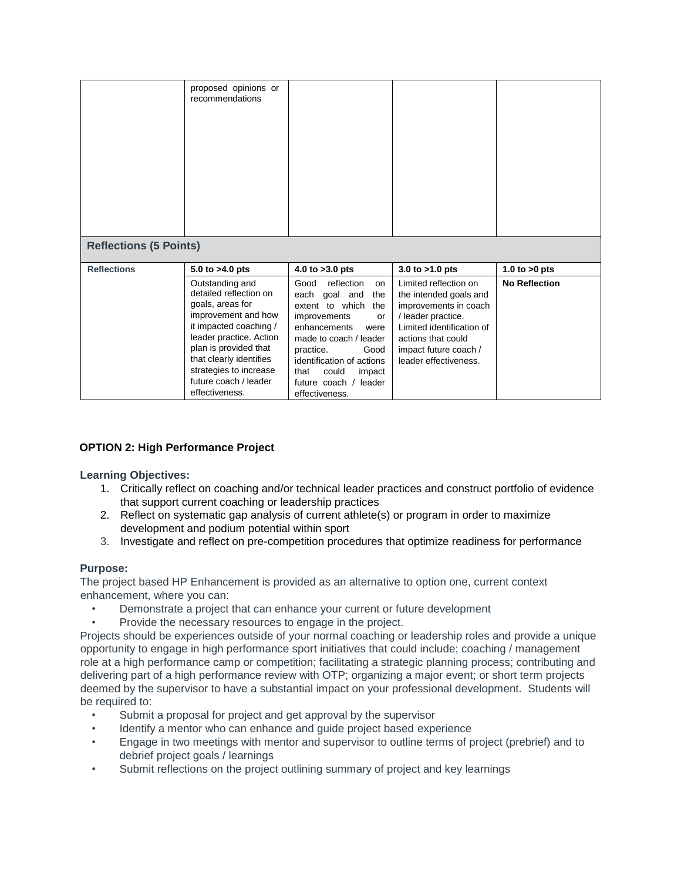|  | proposed opinions or recommendations |  |  |  |
|---|---|---|---|---|
| **Reflections (5 Points)** | | | | |
| **Reflections** | **5.0 to >4.0 pts** | **4.0 to >3.0 pts** | **3.0 to >1.0 pts** | **1.0 to >0 pts** |
|  | Outstanding and detailed reflection on goals, areas for improvement and how it impacted coaching / leader practice. Action plan is provided that that clearly identifies strategies to increase future coach / leader effectiveness. | Good reflection on each goal and the extent to which the improvements or enhancements were made to coach / leader practice. Good identification of actions that could impact future coach / leader effectiveness. | Limited reflection on the intended goals and improvements in coach / leader practice. Limited identification of actions that could impact future coach / leader effectiveness. | **No Reflection** |

**OPTION 2: High Performance Project**

**Learning Objectives:**

1. Critically reflect on coaching and/or technical leader practices and construct portfolio of evidence that support current coaching or leadership practices
2. Reflect on systematic gap analysis of current athlete(s) or program in order to maximize development and podium potential within sport
3. Investigate and reflect on pre-competition procedures that optimize readiness for performance

**Purpose:**

The project based HP Enhancement is provided as an alternative to option one, current context enhancement, where you can:

- Demonstrate a project that can enhance your current or future development
- Provide the necessary resources to engage in the project.

Projects should be experiences outside of your normal coaching or leadership roles and provide a unique opportunity to engage in high performance sport initiatives that could include; coaching / management role at a high performance camp or competition; facilitating a strategic planning process; contributing and delivering part of a high performance review with OTP; organizing a major event; or short term projects deemed by the supervisor to have a substantial impact on your professional development. Students will be required to:

- Submit a proposal for project and get approval by the supervisor
- Identify a mentor who can enhance and guide project based experience
- Engage in two meetings with mentor and supervisor to outline terms of project (prebrief) and to debrief project goals / learnings
- Submit reflections on the project outlining summary of project and key learnings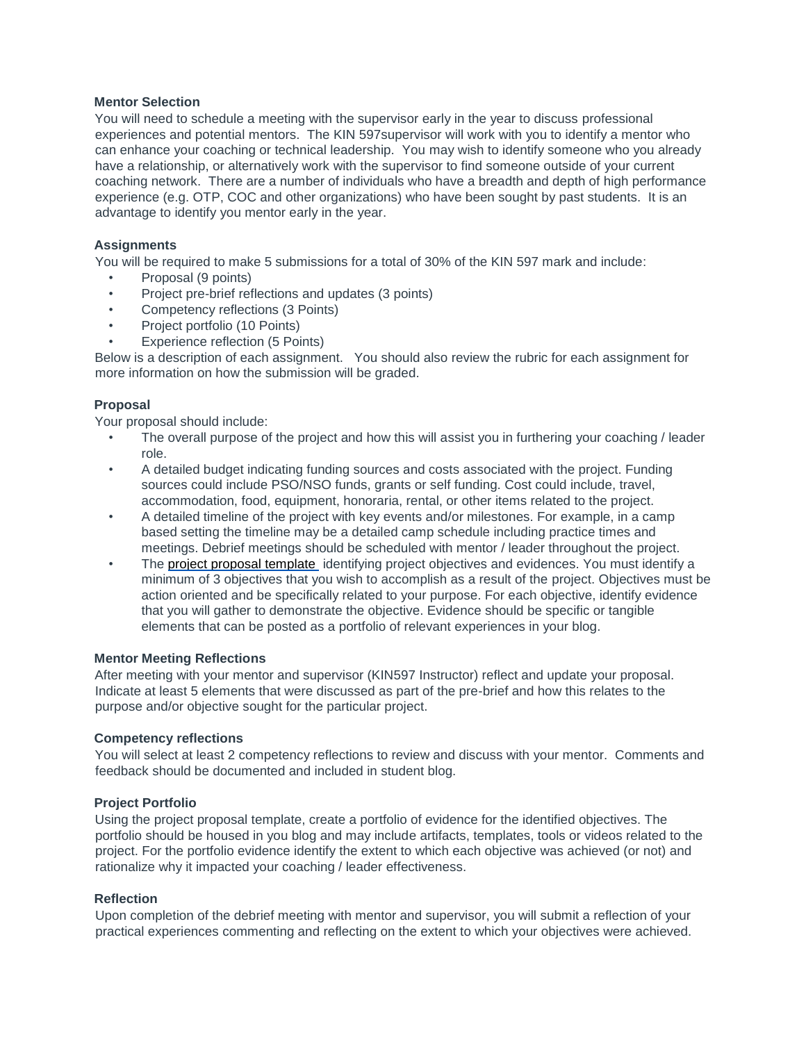### Mentor Selection

You will need to schedule a meeting with the supervisor early in the year to discuss professional experiences and potential mentors. The KIN 597supervisor will work with you to identify a mentor who can enhance your coaching or technical leadership. You may wish to identify someone who you already have a relationship, or alternatively work with the supervisor to find someone outside of your current coaching network. There are a number of individuals who have a breadth and depth of high performance experience (e.g. OTP, COC and other organizations) who have been sought by past students. It is an advantage to identify you mentor early in the year.

### Assignments

You will be required to make 5 submissions for a total of 30% of the KIN 597 mark and include:

- Proposal (9 points)
- Project pre-brief reflections and updates (3 points)
- Competency reflections (3 Points)
- Project portfolio (10 Points)
- Experience reflection (5 Points)

Below is a description of each assignment. You should also review the rubric for each assignment for more information on how the submission will be graded.

### Proposal

Your proposal should include:

- The overall purpose of the project and how this will assist you in furthering your coaching / leader role.
- A detailed budget indicating funding sources and costs associated with the project. Funding sources could include PSO/NSO funds, grants or self funding. Cost could include, travel, accommodation, food, equipment, honoraria, rental, or other items related to the project.
- A detailed timeline of the project with key events and/or milestones. For example, in a camp based setting the timeline may be a detailed camp schedule including practice times and meetings. Debrief meetings should be scheduled with mentor / leader throughout the project.
- The project proposal template identifying project objectives and evidences. You must identify a minimum of 3 objectives that you wish to accomplish as a result of the project. Objectives must be action oriented and be specifically related to your purpose. For each objective, identify evidence that you will gather to demonstrate the objective. Evidence should be specific or tangible elements that can be posted as a portfolio of relevant experiences in your blog.

### Mentor Meeting Reflections

After meeting with your mentor and supervisor (KIN597 Instructor) reflect and update your proposal. Indicate at least 5 elements that were discussed as part of the pre-brief and how this relates to the purpose and/or objective sought for the particular project.

### Competency reflections

You will select at least 2 competency reflections to review and discuss with your mentor. Comments and feedback should be documented and included in student blog.

### Project Portfolio

Using the project proposal template, create a portfolio of evidence for the identified objectives. The portfolio should be housed in you blog and may include artifacts, templates, tools or videos related to the project. For the portfolio evidence identify the extent to which each objective was achieved (or not) and rationalize why it impacted your coaching / leader effectiveness.

### Reflection

Upon completion of the debrief meeting with mentor and supervisor, you will submit a reflection of your practical experiences commenting and reflecting on the extent to which your objectives were achieved.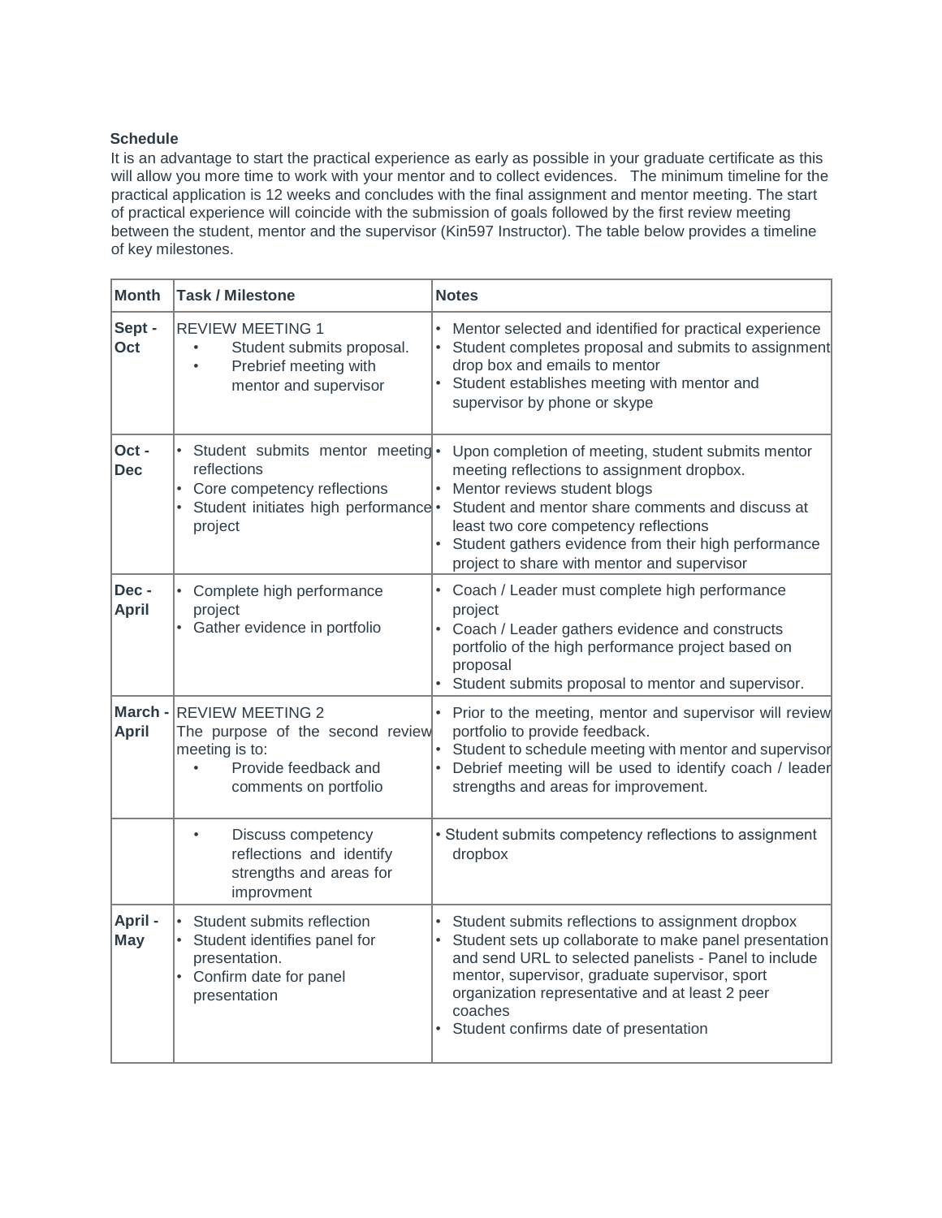**Schedule**

It is an advantage to start the practical experience as early as possible in your graduate certificate as this will allow you more time to work with your mentor and to collect evidences. The minimum timeline for the practical application is 12 weeks and concludes with the final assignment and mentor meeting. The start of practical experience will coincide with the submission of goals followed by the first review meeting between the student, mentor and the supervisor (Kin597 Instructor). The table below provides a timeline of key milestones.

| Month | Task / Milestone | Notes |
|---|---|---|
| **Sept - Oct** | REVIEW MEETING 1<br>• Student submits proposal.<br>• Prebrief meeting with mentor and supervisor | • Mentor selected and identified for practical experience<br>• Student completes proposal and submits to assignment drop box and emails to mentor<br>• Student establishes meeting with mentor and supervisor by phone or skype |
| **Oct - Dec** | • Student submits mentor meeting reflections<br>• Core competency reflections<br>• Student initiates high performance project | • Upon completion of meeting, student submits mentor meeting reflections to assignment dropbox.<br>• Mentor reviews student blogs<br>• Student and mentor share comments and discuss at least two core competency reflections<br>• Student gathers evidence from their high performance project to share with mentor and supervisor |
| **Dec - April** | • Complete high performance project<br>• Gather evidence in portfolio | • Coach / Leader must complete high performance project<br>• Coach / Leader gathers evidence and constructs portfolio of the high performance project based on proposal<br>• Student submits proposal to mentor and supervisor. |
| **March - April** | REVIEW MEETING 2<br>The purpose of the second review meeting is to:<br>• Provide feedback and comments on portfolio | • Prior to the meeting, mentor and supervisor will review portfolio to provide feedback.<br>• Student to schedule meeting with mentor and supervisor<br>• Debrief meeting will be used to identify coach / leader strengths and areas for improvement. |
| | • Discuss competency reflections and identify strengths and areas for improvment | • Student submits competency reflections to assignment dropbox |
| **April - May** | • Student submits reflection<br>• Student identifies panel for presentation.<br>• Confirm date for panel presentation | • Student submits reflections to assignment dropbox<br>• Student sets up collaborate to make panel presentation and send URL to selected panelists - Panel to include mentor, supervisor, graduate supervisor, sport organization representative and at least 2 peer coaches<br>• Student confirms date of presentation |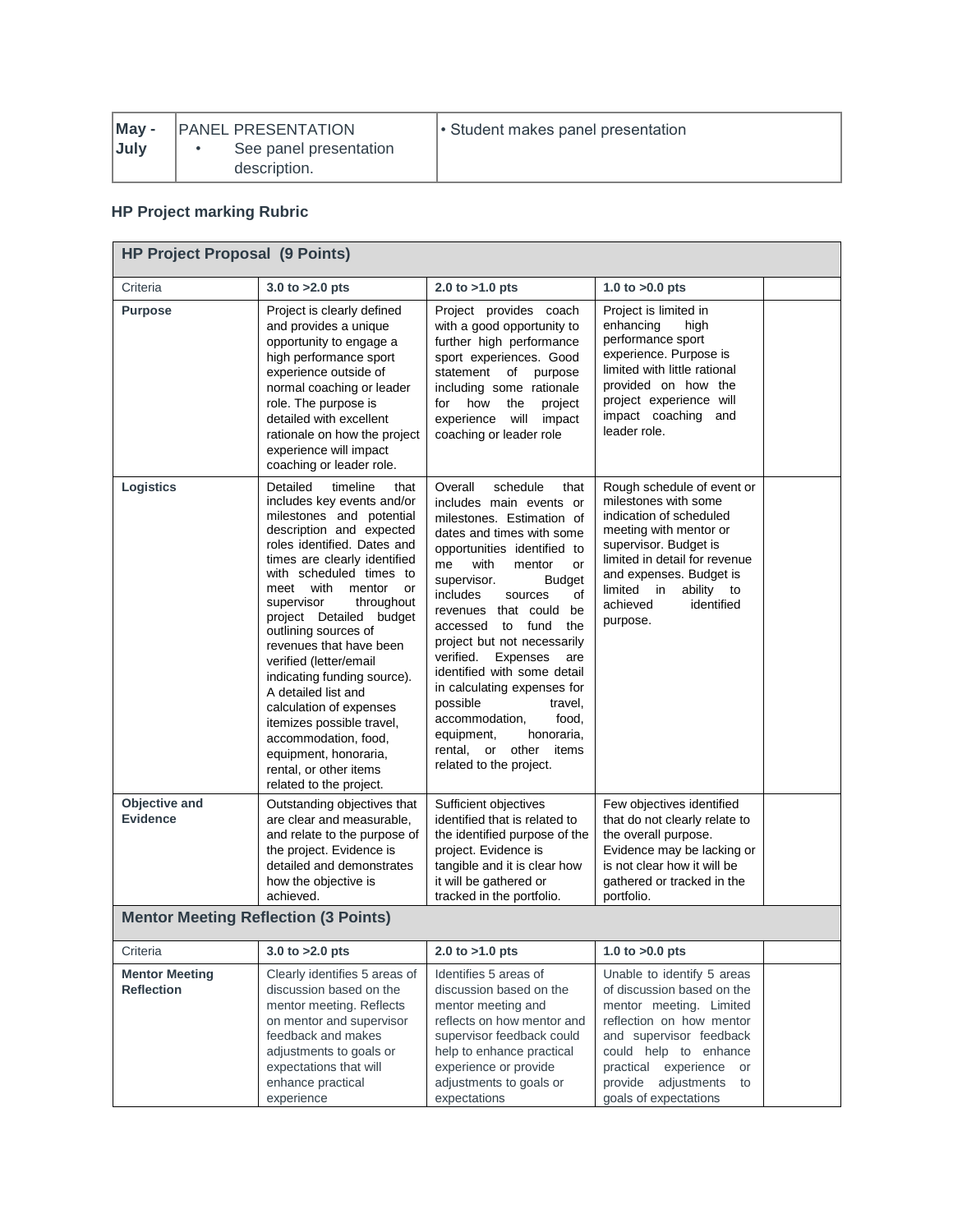| May - July | PANEL PRESENTATION<br>• See panel presentation description. | • Student makes panel presentation |
|---|---|---|

**HP Project marking Rubric**

| HP Project Proposal (9 Points) | | | | |
|---|---|---|---|---|
| Criteria | **3.0 to >2.0 pts** | **2.0 to >1.0 pts** | **1.0 to >0.0 pts** | |
| **Purpose** | Project is clearly defined and provides a unique opportunity to engage a high performance sport experience outside of normal coaching or leader role. The purpose is detailed with excellent rationale on how the project experience will impact coaching or leader role. | Project provides coach with a good opportunity to further high performance sport experiences. Good statement of purpose including some rationale for how the project experience will impact coaching or leader role | Project is limited in enhancing high performance sport experience. Purpose is limited with little rational provided on how the project experience will impact coaching and leader role. | |
| **Logistics** | Detailed timeline that includes key events and/or milestones and potential description and expected roles identified. Dates and times are clearly identified with scheduled times to meet with mentor or supervisor throughout project Detailed budget outlining sources of revenues that have been verified (letter/email indicating funding source). A detailed list and calculation of expenses itemizes possible travel, accommodation, food, equipment, honoraria, rental, or other items related to the project. | Overall schedule that includes main events or milestones. Estimation of dates and times with some opportunities identified to me with mentor or supervisor. Budget includes sources of revenues that could be accessed to fund the project but not necessarily verified. Expenses are identified with some detail in calculating expenses for possible travel, accommodation, food, equipment, honoraria, rental, or other items related to the project. | Rough schedule of event or milestones with some indication of scheduled meeting with mentor or supervisor. Budget is limited in detail for revenue and expenses. Budget is limited in ability to achieved identified purpose. | |
| **Objective and Evidence** | Outstanding objectives that are clear and measurable, and relate to the purpose of the project. Evidence is detailed and demonstrates how the objective is achieved. | Sufficient objectives identified that is related to the identified purpose of the project. Evidence is tangible and it is clear how it will be gathered or tracked in the portfolio. | Few objectives identified that do not clearly relate to the overall purpose. Evidence may be lacking or is not clear how it will be gathered or tracked in the portfolio. | |
| **Mentor Meeting Reflection (3 Points)** | | | | |
| Criteria | **3.0 to >2.0 pts** | **2.0 to >1.0 pts** | **1.0 to >0.0 pts** | |
| **Mentor Meeting Reflection** | Clearly identifies 5 areas of discussion based on the mentor meeting. Reflects on mentor and supervisor feedback and makes adjustments to goals or expectations that will enhance practical experience | Identifies 5 areas of discussion based on the mentor meeting and reflects on how mentor and supervisor feedback could help to enhance practical experience or provide adjustments to goals or expectations | Unable to identify 5 areas of discussion based on the mentor meeting. Limited reflection on how mentor and supervisor feedback could help to enhance practical experience or provide adjustments to goals of expectations | |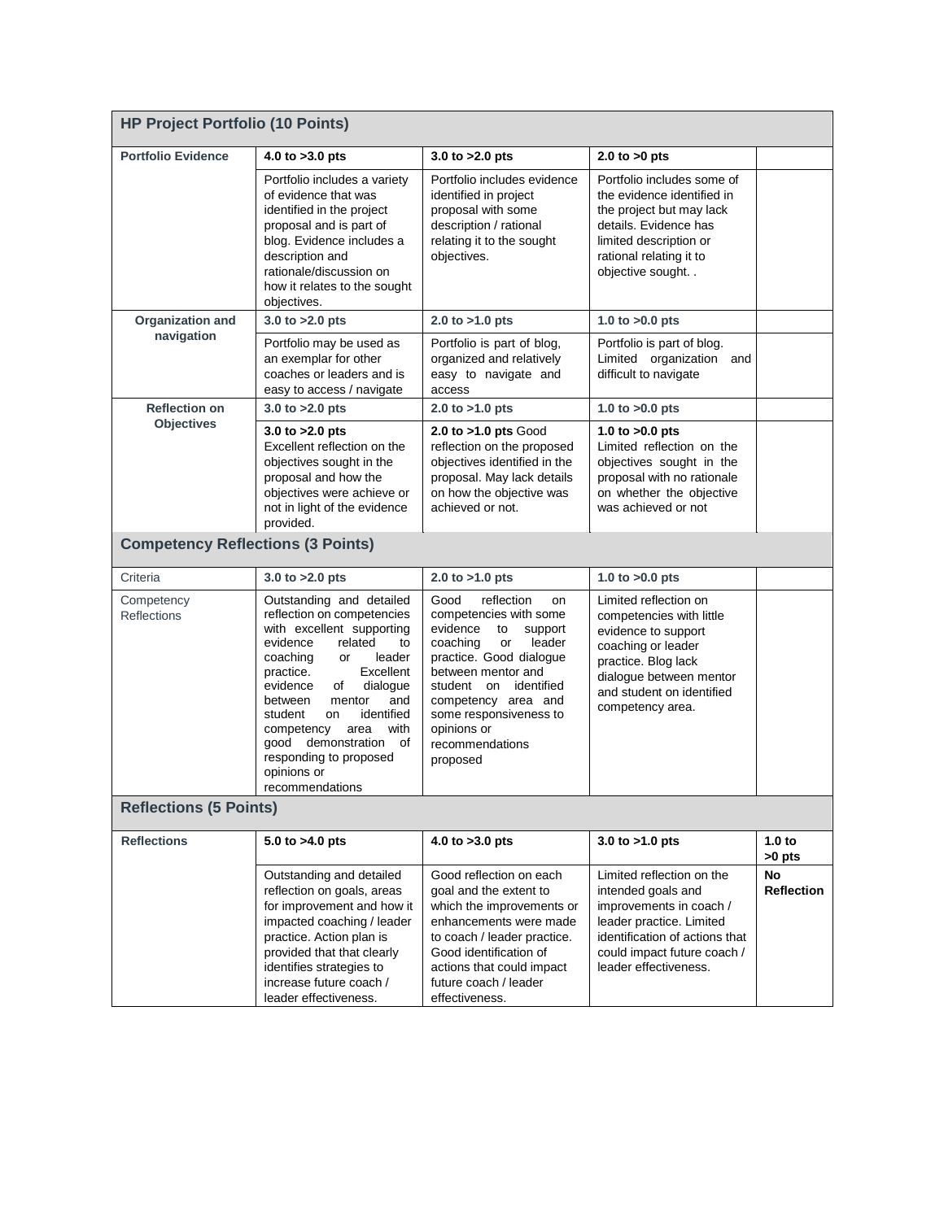| HP Project Portfolio (10 Points) | | | | |
|---|---|---|---|---|
| **Portfolio Evidence** | **4.0 to >3.0 pts** | **3.0 to >2.0 pts** | **2.0 to >0 pts** | |
| | Portfolio includes a variety of evidence that was identified in the project proposal and is part of blog. Evidence includes a description and rationale/discussion on how it relates to the sought objectives. | Portfolio includes evidence identified in project proposal with some description / rational relating it to the sought objectives. | Portfolio includes some of the evidence identified in the project but may lack details. Evidence has limited description or rational relating it to objective sought. . | |
| **Organization and navigation** | **3.0 to >2.0 pts** | **2.0 to >1.0 pts** | **1.0 to >0.0 pts** | |
| | Portfolio may be used as an exemplar for other coaches or leaders and is easy to access / navigate | Portfolio is part of blog, organized and relatively easy to navigate and access | Portfolio is part of blog. Limited organization and difficult to navigate | |
| **Reflection on Objectives** | **3.0 to >2.0 pts** | **2.0 to >1.0 pts** | **1.0 to >0.0 pts** | |
| | **3.0 to >2.0 pts** Excellent reflection on the objectives sought in the proposal and how the objectives were achieve or not in light of the evidence provided. | **2.0 to >1.0 pts** Good reflection on the proposed objectives identified in the proposal. May lack details on how the objective was achieved or not. | **1.0 to >0.0 pts** Limited reflection on the objectives sought in the proposal with no rationale on whether the objective was achieved or not | |
| **Competency Reflections (3 Points)** | | | | |
| Criteria | **3.0 to >2.0 pts** | **2.0 to >1.0 pts** | **1.0 to >0.0 pts** | |
| Competency Reflections | Outstanding and detailed reflection on competencies with excellent supporting evidence related to coaching or leader practice. Excellent evidence of dialogue between mentor and student on identified competency area with good demonstration of responding to proposed opinions or recommendations | Good reflection on competencies with some evidence to support coaching or leader practice. Good dialogue between mentor and student on identified competency area and some responsiveness to opinions or recommendations proposed | Limited reflection on competencies with little evidence to support coaching or leader practice. Blog lack dialogue between mentor and student on identified competency area. | |
| **Reflections (5 Points)** | | | | |
| **Reflections** | **5.0 to >4.0 pts** | **4.0 to >3.0 pts** | **3.0 to >1.0 pts** | **1.0 to >0 pts** |
| | Outstanding and detailed reflection on goals, areas for improvement and how it impacted coaching / leader practice. Action plan is provided that that clearly identifies strategies to increase future coach / leader effectiveness. | Good reflection on each goal and the extent to which the improvements or enhancements were made to coach / leader practice. Good identification of actions that could impact future coach / leader effectiveness. | Limited reflection on the intended goals and improvements in coach / leader practice. Limited identification of actions that could impact future coach / leader effectiveness. | **No Reflection** |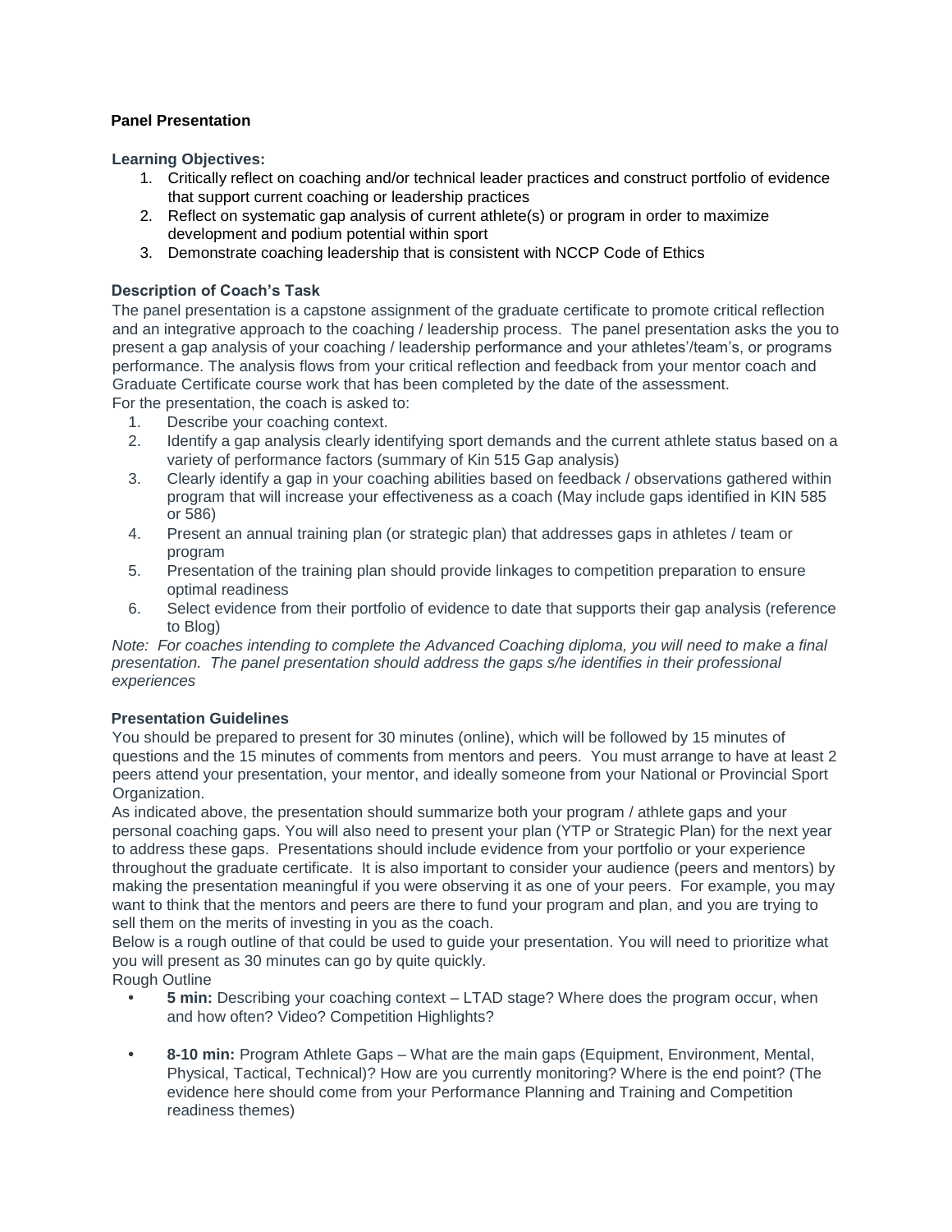### Panel Presentation

**Learning Objectives:**

1. Critically reflect on coaching and/or technical leader practices and construct portfolio of evidence that support current coaching or leadership practices
2. Reflect on systematic gap analysis of current athlete(s) or program in order to maximize development and podium potential within sport
3. Demonstrate coaching leadership that is consistent with NCCP Code of Ethics

**Description of Coach's Task**

The panel presentation is a capstone assignment of the graduate certificate to promote critical reflection and an integrative approach to the coaching / leadership process. The panel presentation asks the you to present a gap analysis of your coaching / leadership performance and your athletes'/team's, or programs performance. The analysis flows from your critical reflection and feedback from your mentor coach and Graduate Certificate course work that has been completed by the date of the assessment.

For the presentation, the coach is asked to:

1. Describe your coaching context.
2. Identify a gap analysis clearly identifying sport demands and the current athlete status based on a variety of performance factors (summary of Kin 515 Gap analysis)
3. Clearly identify a gap in your coaching abilities based on feedback / observations gathered within program that will increase your effectiveness as a coach (May include gaps identified in KIN 585 or 586)
4. Present an annual training plan (or strategic plan) that addresses gaps in athletes / team or program
5. Presentation of the training plan should provide linkages to competition preparation to ensure optimal readiness
6. Select evidence from their portfolio of evidence to date that supports their gap analysis (reference to Blog)

*Note: For coaches intending to complete the Advanced Coaching diploma, you will need to make a final presentation. The panel presentation should address the gaps s/he identifies in their professional experiences*

**Presentation Guidelines**

You should be prepared to present for 30 minutes (online), which will be followed by 15 minutes of questions and the 15 minutes of comments from mentors and peers. You must arrange to have at least 2 peers attend your presentation, your mentor, and ideally someone from your National or Provincial Sport Organization.

As indicated above, the presentation should summarize both your program / athlete gaps and your personal coaching gaps. You will also need to present your plan (YTP or Strategic Plan) for the next year to address these gaps. Presentations should include evidence from your portfolio or your experience throughout the graduate certificate. It is also important to consider your audience (peers and mentors) by making the presentation meaningful if you were observing it as one of your peers. For example, you may want to think that the mentors and peers are there to fund your program and plan, and you are trying to sell them on the merits of investing in you as the coach.

Below is a rough outline of that could be used to guide your presentation. You will need to prioritize what you will present as 30 minutes can go by quite quickly.

Rough Outline

- **5 min:** Describing your coaching context – LTAD stage? Where does the program occur, when and how often? Video? Competition Highlights?

- **8-10 min:** Program Athlete Gaps – What are the main gaps (Equipment, Environment, Mental, Physical, Tactical, Technical)? How are you currently monitoring? Where is the end point? (The evidence here should come from your Performance Planning and Training and Competition readiness themes)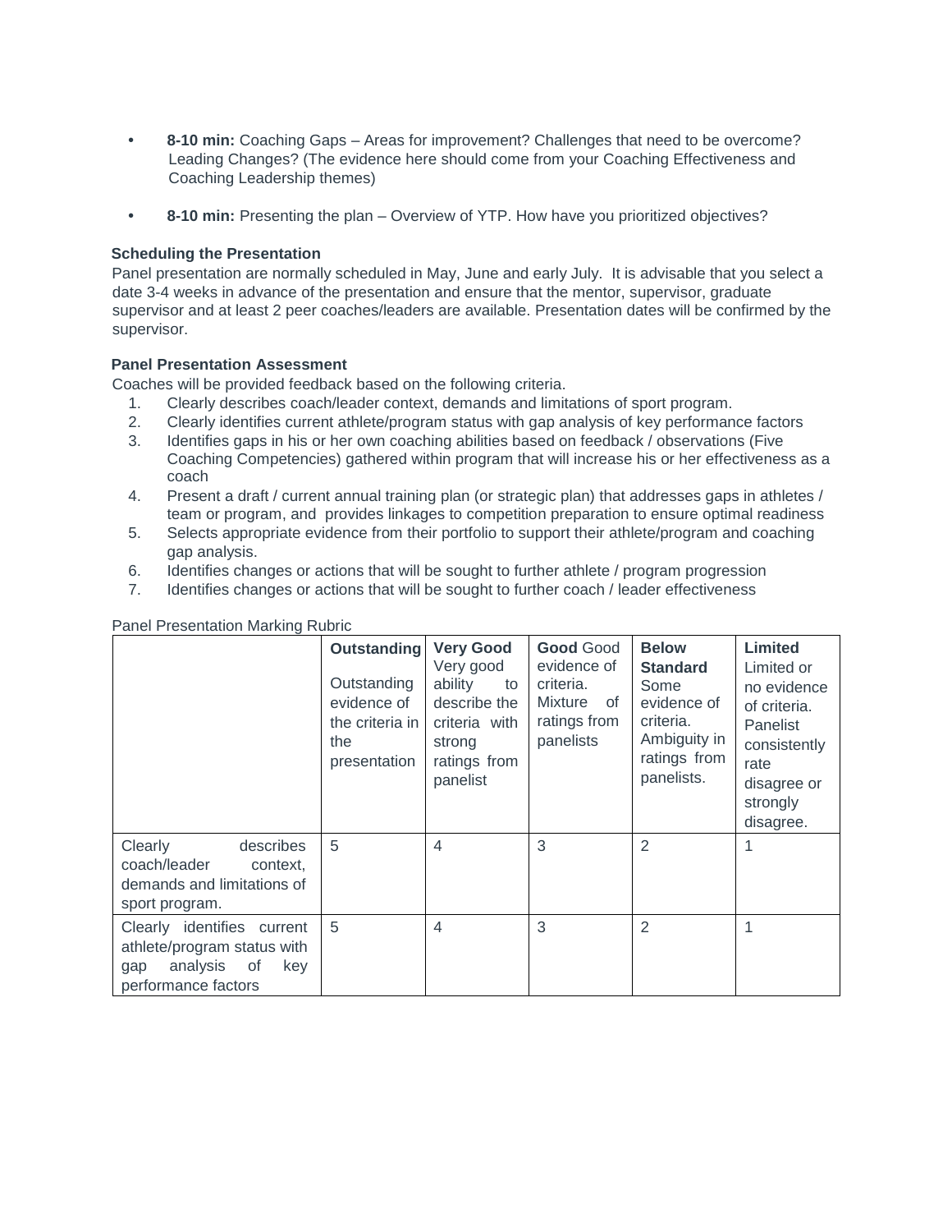- **8-10 min:** Coaching Gaps – Areas for improvement? Challenges that need to be overcome? Leading Changes? (The evidence here should come from your Coaching Effectiveness and Coaching Leadership themes)

- **8-10 min:** Presenting the plan – Overview of YTP. How have you prioritized objectives?

**Scheduling the Presentation**

Panel presentation are normally scheduled in May, June and early July. It is advisable that you select a date 3-4 weeks in advance of the presentation and ensure that the mentor, supervisor, graduate supervisor and at least 2 peer coaches/leaders are available. Presentation dates will be confirmed by the supervisor.

**Panel Presentation Assessment**

Coaches will be provided feedback based on the following criteria.

1. Clearly describes coach/leader context, demands and limitations of sport program.
2. Clearly identifies current athlete/program status with gap analysis of key performance factors
3. Identifies gaps in his or her own coaching abilities based on feedback / observations (Five Coaching Competencies) gathered within program that will increase his or her effectiveness as a coach
4. Present a draft / current annual training plan (or strategic plan) that addresses gaps in athletes / team or program, and provides linkages to competition preparation to ensure optimal readiness
5. Selects appropriate evidence from their portfolio to support their athlete/program and coaching gap analysis.
6. Identifies changes or actions that will be sought to further athlete / program progression
7. Identifies changes or actions that will be sought to further coach / leader effectiveness

Panel Presentation Marking Rubric

| | **Outstanding** Outstanding evidence of the criteria in the presentation | **Very Good** Very good ability to describe the criteria with strong ratings from panelist | **Good** Good evidence of criteria. Mixture of ratings from panelists | **Below Standard** Some evidence of criteria. Ambiguity in ratings from panelists. | **Limited** Limited or no evidence of criteria. Panelist consistently rate disagree or strongly disagree. |
|---|---|---|---|---|---|
| Clearly describes coach/leader context, demands and limitations of sport program. | 5 | 4 | 3 | 2 | 1 |
| Clearly identifies current athlete/program status with gap analysis of key performance factors | 5 | 4 | 3 | 2 | 1 |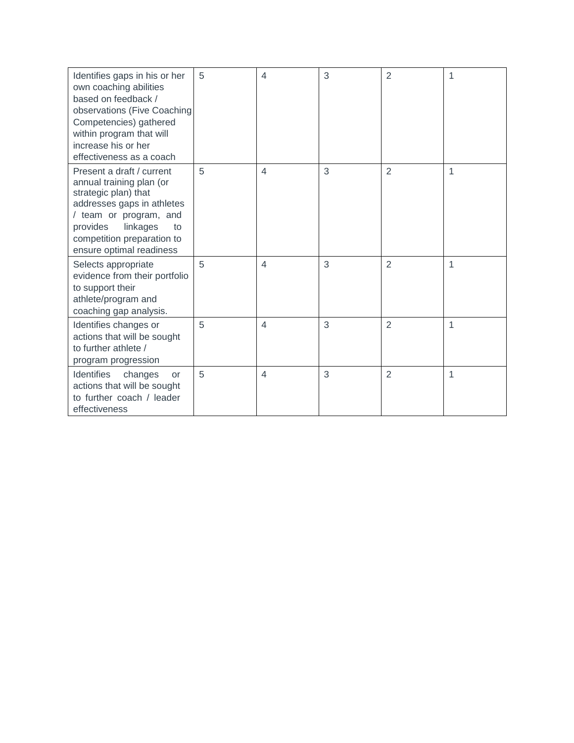| | | | | | |
|---|---|---|---|---|---|
| Identifies gaps in his or her own coaching abilities based on feedback / observations (Five Coaching Competencies) gathered within program that will increase his or her effectiveness as a coach | 5 | 4 | 3 | 2 | 1 |
| Present a draft / current annual training plan (or strategic plan) that addresses gaps in athletes / team or program, and provides linkages to competition preparation to ensure optimal readiness | 5 | 4 | 3 | 2 | 1 |
| Selects appropriate evidence from their portfolio to support their athlete/program and coaching gap analysis. | 5 | 4 | 3 | 2 | 1 |
| Identifies changes or actions that will be sought to further athlete / program progression | 5 | 4 | 3 | 2 | 1 |
| Identifies changes or actions that will be sought to further coach / leader effectiveness | 5 | 4 | 3 | 2 | 1 |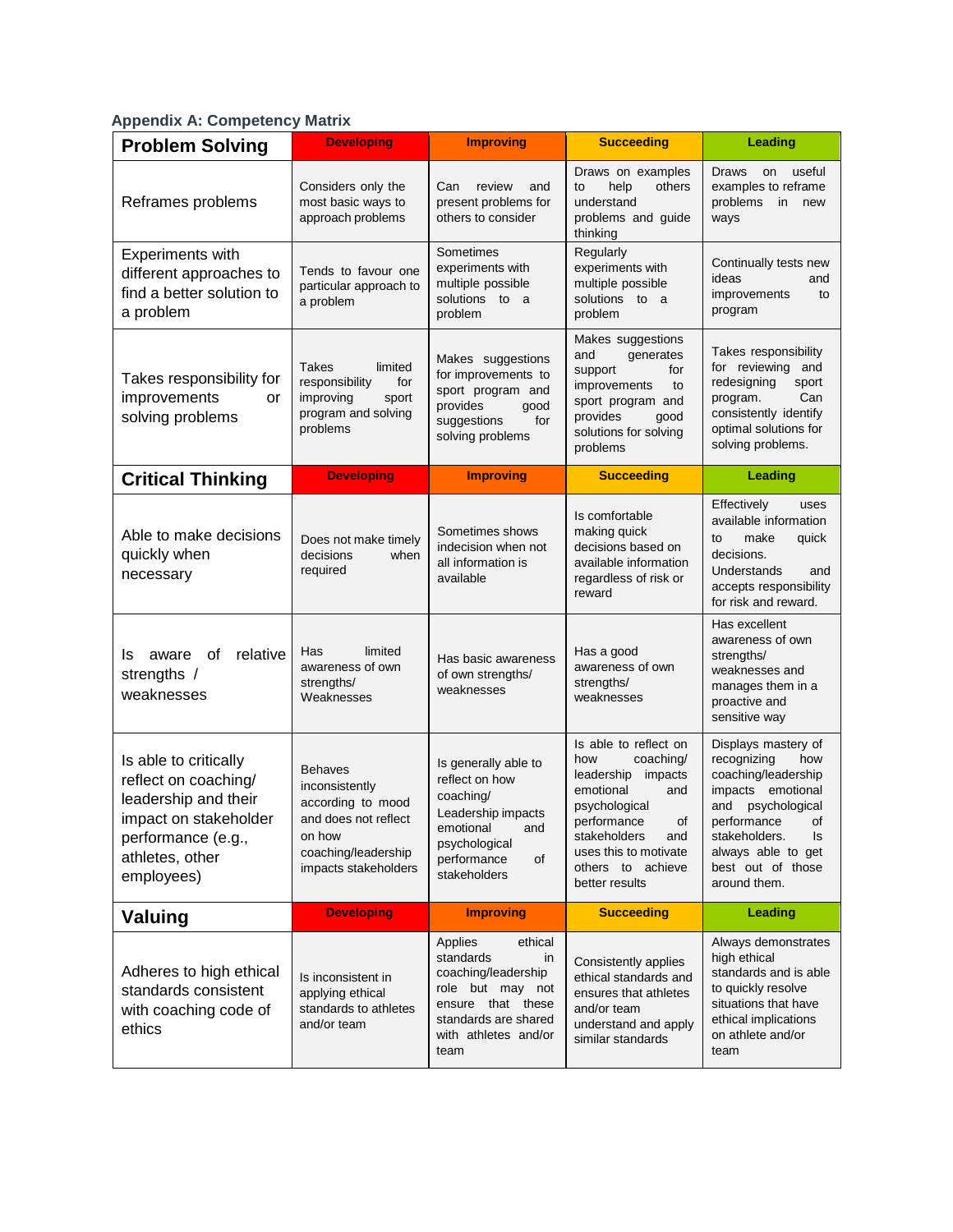### Appendix A: Competency Matrix

| Problem Solving | Developing | Improving | Succeeding | Leading |
|---|---|---|---|---|
| Reframes problems | Considers only the most basic ways to approach problems | Can review and present problems for others to consider | Draws on examples to help others understand problems and guide thinking | Draws on useful examples to reframe problems in new ways |
| Experiments with different approaches to find a better solution to a problem | Tends to favour one particular approach to a problem | Sometimes experiments with multiple possible solutions to a problem | Regularly experiments with multiple possible solutions to a problem | Continually tests new ideas and improvements to program |
| Takes responsibility for improvements or solving problems | Takes limited responsibility for improving sport program and solving problems | Makes suggestions for improvements to sport program and provides good suggestions for solving problems | Makes suggestions and generates support for improvements to sport program and provides good solutions for solving problems | Takes responsibility for reviewing and redesigning sport program. Can consistently identify optimal solutions for solving problems. |
| **Critical Thinking** | **Developing** | **Improving** | **Succeeding** | **Leading** |
| Able to make decisions quickly when necessary | Does not make timely decisions when required | Sometimes shows indecision when not all information is available | Is comfortable making quick decisions based on available information regardless of risk or reward | Effectively uses available information to make quick decisions. Understands and accepts responsibility for risk and reward. |
| Is aware of relative strengths / weaknesses | Has limited awareness of own strengths/ Weaknesses | Has basic awareness of own strengths/ weaknesses | Has a good awareness of own strengths/ weaknesses | Has excellent awareness of own strengths/ weaknesses and manages them in a proactive and sensitive way |
| Is able to critically reflect on coaching/ leadership and their impact on stakeholder performance (e.g., athletes, other employees) | Behaves inconsistently according to mood and does not reflect on how coaching/leadership impacts stakeholders | Is generally able to reflect on how coaching/ Leadership impacts emotional and psychological performance of stakeholders | Is able to reflect on how coaching/ leadership impacts emotional and psychological performance of stakeholders and uses this to motivate others to achieve better results | Displays mastery of recognizing how coaching/leadership impacts emotional and psychological performance of stakeholders. Is always able to get best out of those around them. |
| **Valuing** | **Developing** | **Improving** | **Succeeding** | **Leading** |
| Adheres to high ethical standards consistent with coaching code of ethics | Is inconsistent in applying ethical standards to athletes and/or team | Applies ethical standards in coaching/leadership role but may not ensure that these standards are shared with athletes and/or team | Consistently applies ethical standards and ensures that athletes and/or team understand and apply similar standards | Always demonstrates high ethical standards and is able to quickly resolve situations that have ethical implications on athlete and/or team |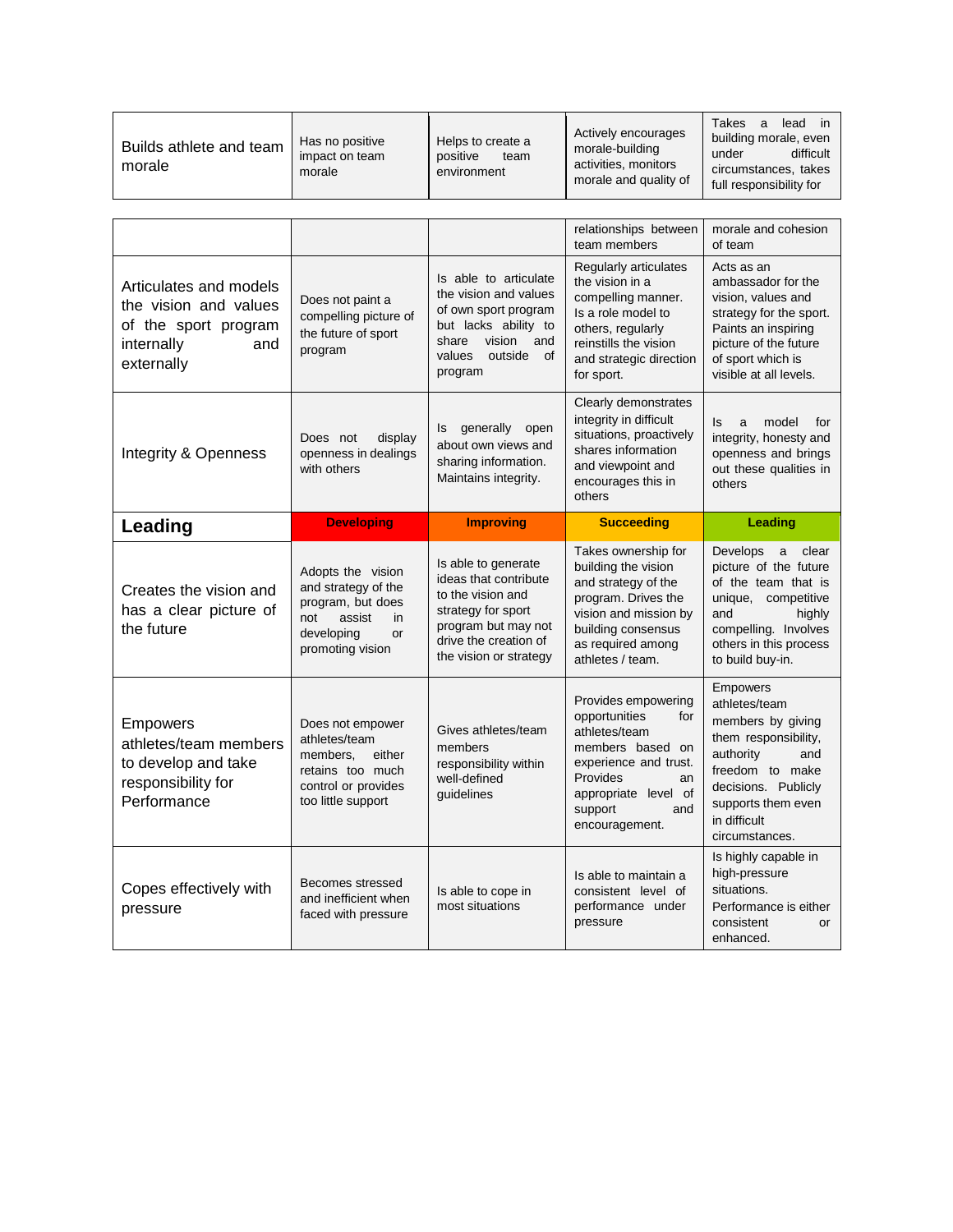| | | | | |
|---|---|---|---|---|
| Builds athlete and team morale | Has no positive impact on team morale | Helps to create a positive team environment | Actively encourages morale-building activities, monitors morale and quality of relationships between team members | Takes a lead in building morale, even under difficult circumstances, takes full responsibility for morale and cohesion of team |
| Articulates and models the vision and values of the sport program internally and externally | Does not paint a compelling picture of the future of sport program | Is able to articulate the vision and values of own sport program but lacks ability to share vision and values outside of program | Regularly articulates the vision in a compelling manner. Is a role model to others, regularly reinstills the vision and strategic direction for sport. | Acts as an ambassador for the vision, values and strategy for the sport. Paints an inspiring picture of the future of sport which is visible at all levels. |
| Integrity & Openness | Does not display openness in dealings with others | Is generally open about own views and sharing information. Maintains integrity. | Clearly demonstrates integrity in difficult situations, proactively shares information and viewpoint and encourages this in others | Is a model for integrity, honesty and openness and brings out these qualities in others |
| **Leading** | **Developing** | **Improving** | **Succeeding** | **Leading** |
| Creates the vision and has a clear picture of the future | Adopts the vision and strategy of the program, but does not assist in developing or promoting vision | Is able to generate ideas that contribute to the vision and strategy for sport program but may not drive the creation of the vision or strategy | Takes ownership for building the vision and strategy of the program. Drives the vision and mission by building consensus as required among athletes / team. | Develops a clear picture of the future of the team that is unique, competitive and highly compelling. Involves others in this process to build buy-in. |
| Empowers athletes/team members to develop and take responsibility for Performance | Does not empower athletes/team members, either retains too much control or provides too little support | Gives athletes/team members responsibility within well-defined guidelines | Provides empowering opportunities for athletes/team members based on experience and trust. Provides an appropriate level of support and encouragement. | Empowers athletes/team members by giving them responsibility, authority and freedom to make decisions. Publicly supports them even in difficult circumstances. |
| Copes effectively with pressure | Becomes stressed and inefficient when faced with pressure | Is able to cope in most situations | Is able to maintain a consistent level of performance under pressure | Is highly capable in high-pressure situations. Performance is either consistent or enhanced. |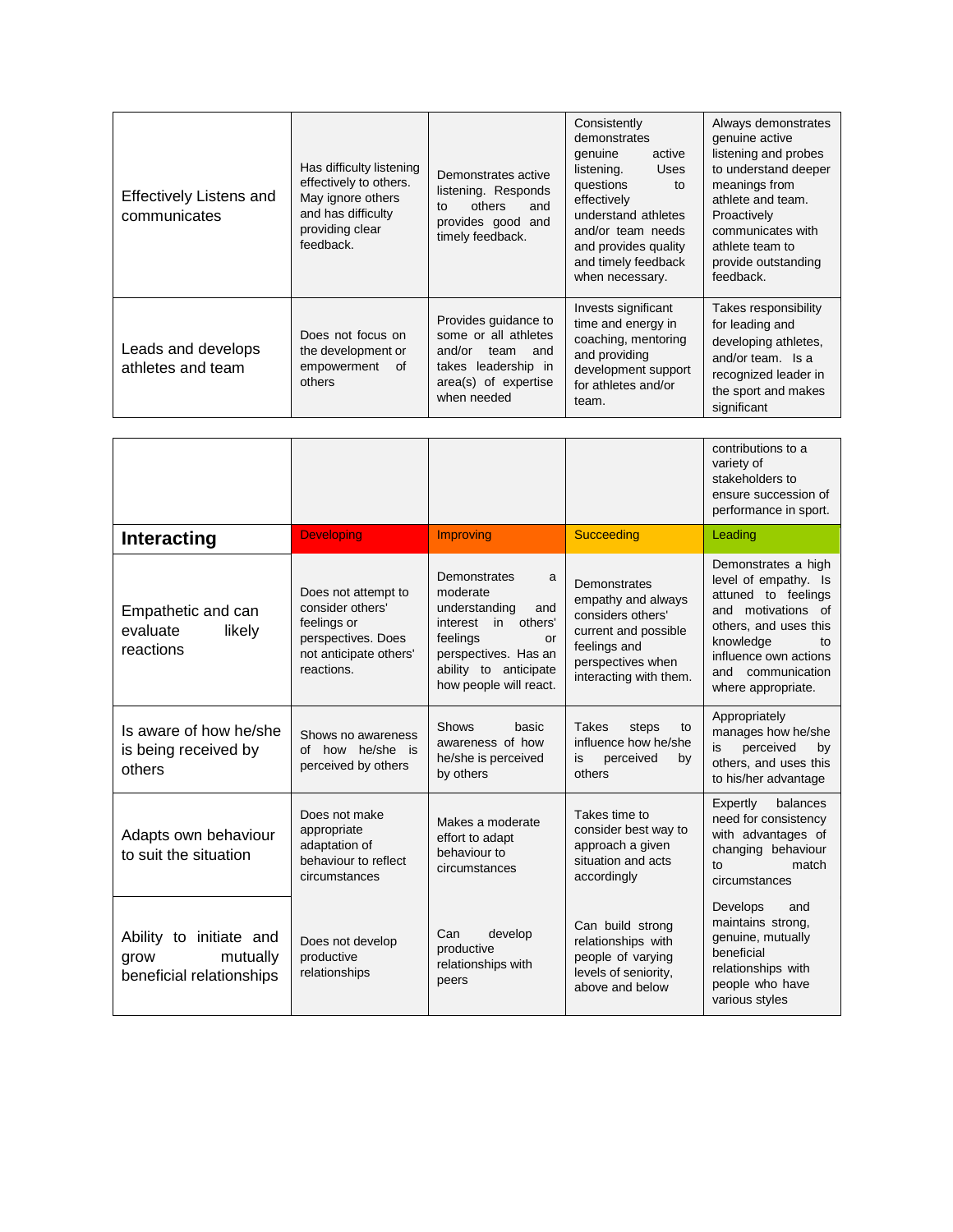| | | | | |
|---|---|---|---|---|
| Effectively Listens and communicates | Has difficulty listening effectively to others. May ignore others and has difficulty providing clear feedback. | Demonstrates active listening. Responds to others and provides good and timely feedback. | Consistently demonstrates genuine active listening. Uses questions to effectively understand athletes and/or team needs and provides quality and timely feedback when necessary. | Always demonstrates genuine active listening and probes to understand deeper meanings from athlete and team. Proactively communicates with athlete team to provide outstanding feedback. |
| Leads and develops athletes and team | Does not focus on the development or empowerment of others | Provides guidance to some or all athletes and/or team and takes leadership in area(s) of expertise when needed | Invests significant time and energy in coaching, mentoring and providing development support for athletes and/or team. | Takes responsibility for leading and developing athletes, and/or team. Is a recognized leader in the sport and makes significant contributions to a variety of stakeholders to ensure succession of performance in sport. |

| **Interacting** | Developing | Improving | Succeeding | Leading |
|---|---|---|---|---|
| Empathetic and can evaluate likely reactions | Does not attempt to consider others' feelings or perspectives. Does not anticipate others' reactions. | Demonstrates a moderate understanding and interest in others' feelings or perspectives. Has an ability to anticipate how people will react. | Demonstrates empathy and always considers others' current and possible feelings and perspectives when interacting with them. | Demonstrates a high level of empathy. Is attuned to feelings and motivations of others, and uses this knowledge to influence own actions and communication where appropriate. |
| Is aware of how he/she is being received by others | Shows no awareness of how he/she is perceived by others | Shows basic awareness of how he/she is perceived by others | Takes steps to influence how he/she is perceived by others | Appropriately manages how he/she is perceived by others, and uses this to his/her advantage |
| Adapts own behaviour to suit the situation | Does not make appropriate adaptation of behaviour to reflect circumstances | Makes a moderate effort to adapt behaviour to circumstances | Takes time to consider best way to approach a given situation and acts accordingly | Expertly balances need for consistency with advantages of changing behaviour to match circumstances |
| Ability to initiate and grow mutually beneficial relationships | Does not develop productive relationships | Can develop productive relationships with peers | Can build strong relationships with people of varying levels of seniority, above and below | Develops and maintains strong, genuine, mutually beneficial relationships with people who have various styles |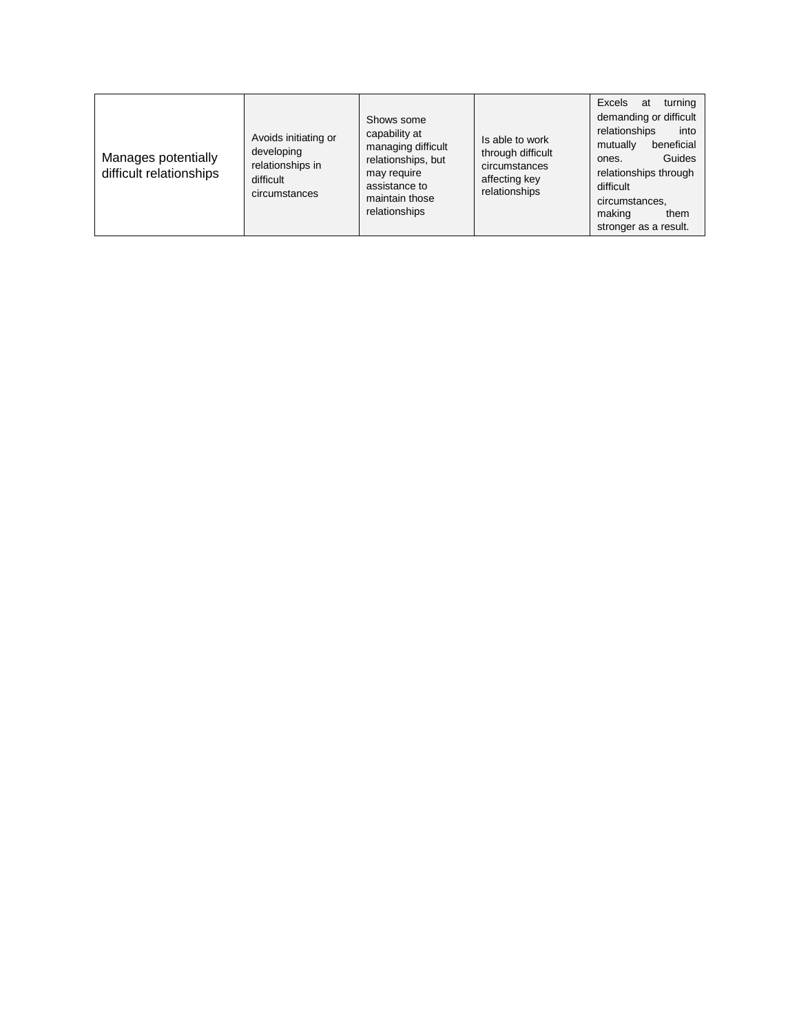| Manages potentially difficult relationships | Avoids initiating or developing relationships in difficult circumstances | Shows some capability at managing difficult relationships, but may require assistance to maintain those relationships | Is able to work through difficult circumstances affecting key relationships | Excels at turning demanding or difficult relationships into mutually beneficial ones. Guides relationships through difficult circumstances, making them stronger as a result. |
|---|---|---|---|---|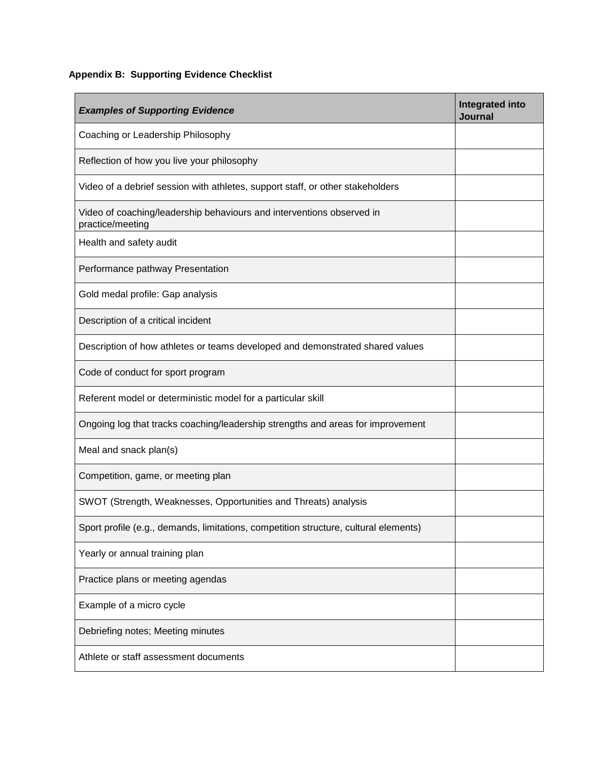**Appendix B: Supporting Evidence Checklist**

| ***Examples of Supporting Evidence*** | **Integrated into Journal** |
|---|---|
| Coaching or Leadership Philosophy | |
| Reflection of how you live your philosophy | |
| Video of a debrief session with athletes, support staff, or other stakeholders | |
| Video of coaching/leadership behaviours and interventions observed in practice/meeting | |
| Health and safety audit | |
| Performance pathway Presentation | |
| Gold medal profile: Gap analysis | |
| Description of a critical incident | |
| Description of how athletes or teams developed and demonstrated shared values | |
| Code of conduct for sport program | |
| Referent model or deterministic model for a particular skill | |
| Ongoing log that tracks coaching/leadership strengths and areas for improvement | |
| Meal and snack plan(s) | |
| Competition, game, or meeting plan | |
| SWOT (Strength, Weaknesses, Opportunities and Threats) analysis | |
| Sport profile (e.g., demands, limitations, competition structure, cultural elements) | |
| Yearly or annual training plan | |
| Practice plans or meeting agendas | |
| Example of a micro cycle | |
| Debriefing notes; Meeting minutes | |
| Athlete or staff assessment documents | |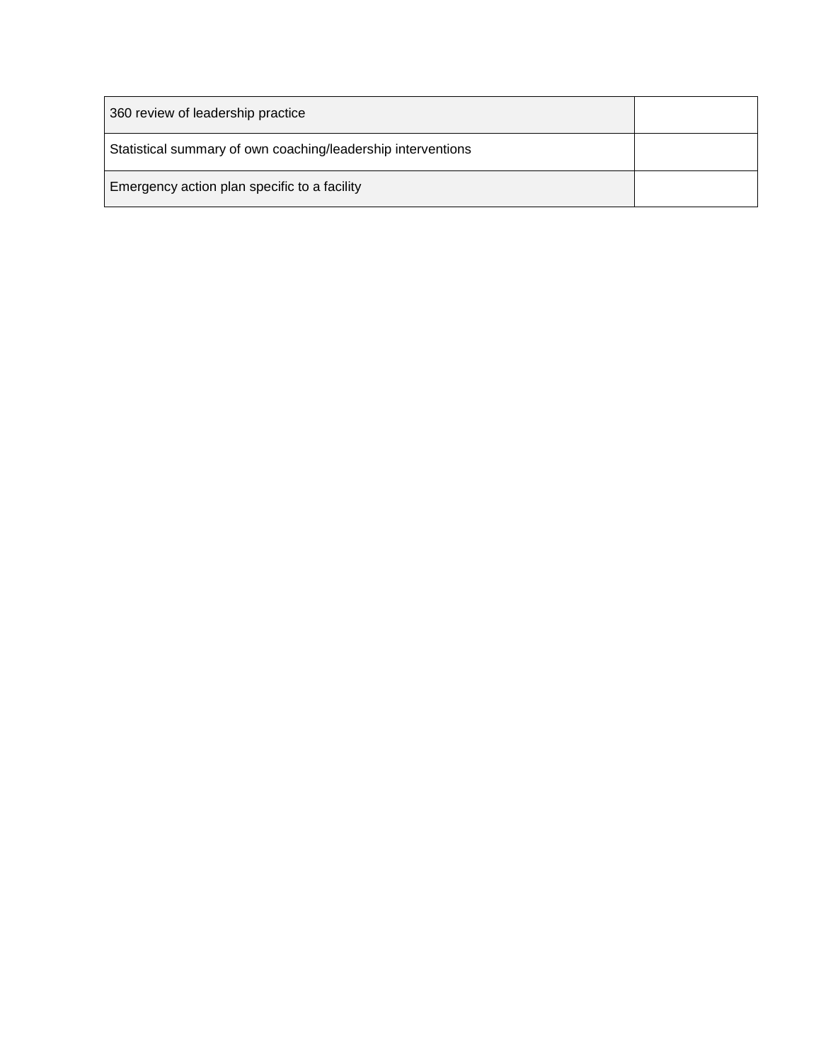| | |
|---|---|
| 360 review of leadership practice | |
| Statistical summary of own coaching/leadership interventions | |
| Emergency action plan specific to a facility | |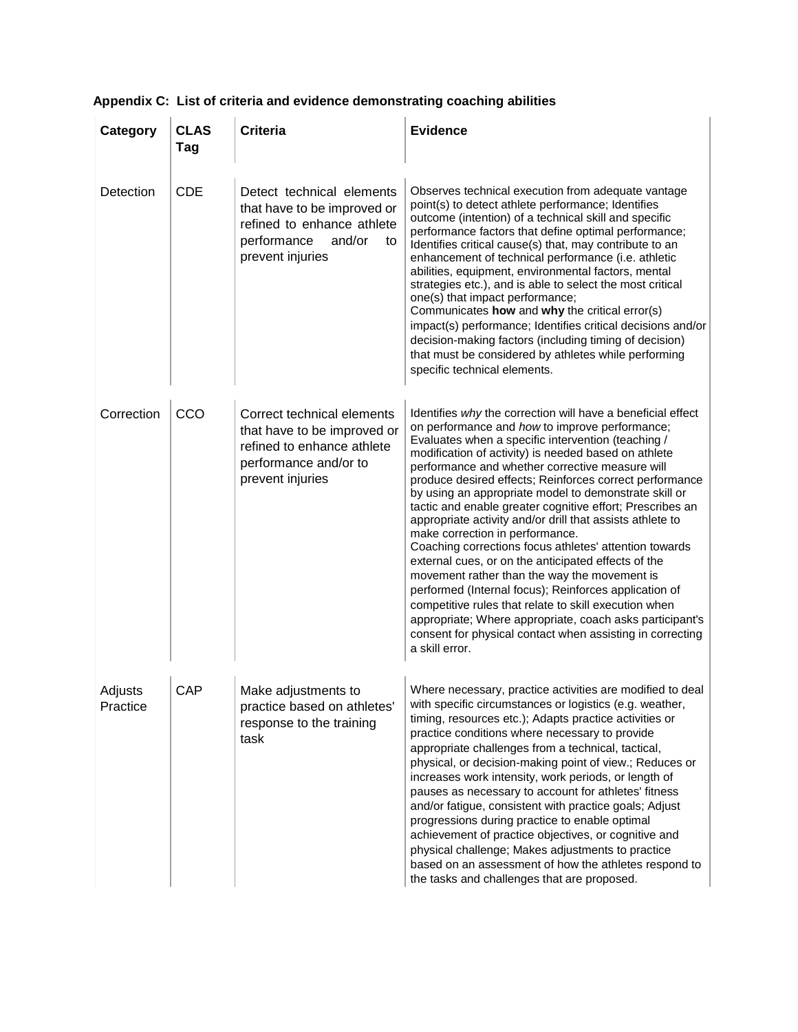**Appendix C: List of criteria and evidence demonstrating coaching abilities**

| Category | CLAS Tag | Criteria | Evidence |
|---|---|---|---|
| Detection | CDE | Detect technical elements that have to be improved or refined to enhance athlete performance and/or to prevent injuries | Observes technical execution from adequate vantage point(s) to detect athlete performance; Identifies outcome (intention) of a technical skill and specific performance factors that define optimal performance; Identifies critical cause(s) that, may contribute to an enhancement of technical performance (i.e. athletic abilities, equipment, environmental factors, mental strategies etc.), and is able to select the most critical one(s) that impact performance; Communicates **how** and **why** the critical error(s) impact(s) performance; Identifies critical decisions and/or decision-making factors (including timing of decision) that must be considered by athletes while performing specific technical elements. |
| Correction | CCO | Correct technical elements that have to be improved or refined to enhance athlete performance and/or to prevent injuries | Identifies *why* the correction will have a beneficial effect on performance and *how* to improve performance; Evaluates when a specific intervention (teaching / modification of activity) is needed based on athlete performance and whether corrective measure will produce desired effects; Reinforces correct performance by using an appropriate model to demonstrate skill or tactic and enable greater cognitive effort; Prescribes an appropriate activity and/or drill that assists athlete to make correction in performance. Coaching corrections focus athletes' attention towards external cues, or on the anticipated effects of the movement rather than the way the movement is performed (Internal focus); Reinforces application of competitive rules that relate to skill execution when appropriate; Where appropriate, coach asks participant's consent for physical contact when assisting in correcting a skill error. |
| Adjusts Practice | CAP | Make adjustments to practice based on athletes' response to the training task | Where necessary, practice activities are modified to deal with specific circumstances or logistics (e.g. weather, timing, resources etc.); Adapts practice activities or practice conditions where necessary to provide appropriate challenges from a technical, tactical, physical, or decision-making point of view.; Reduces or increases work intensity, work periods, or length of pauses as necessary to account for athletes' fitness and/or fatigue, consistent with practice goals; Adjust progressions during practice to enable optimal achievement of practice objectives, or cognitive and physical challenge; Makes adjustments to practice based on an assessment of how the athletes respond to the tasks and challenges that are proposed. |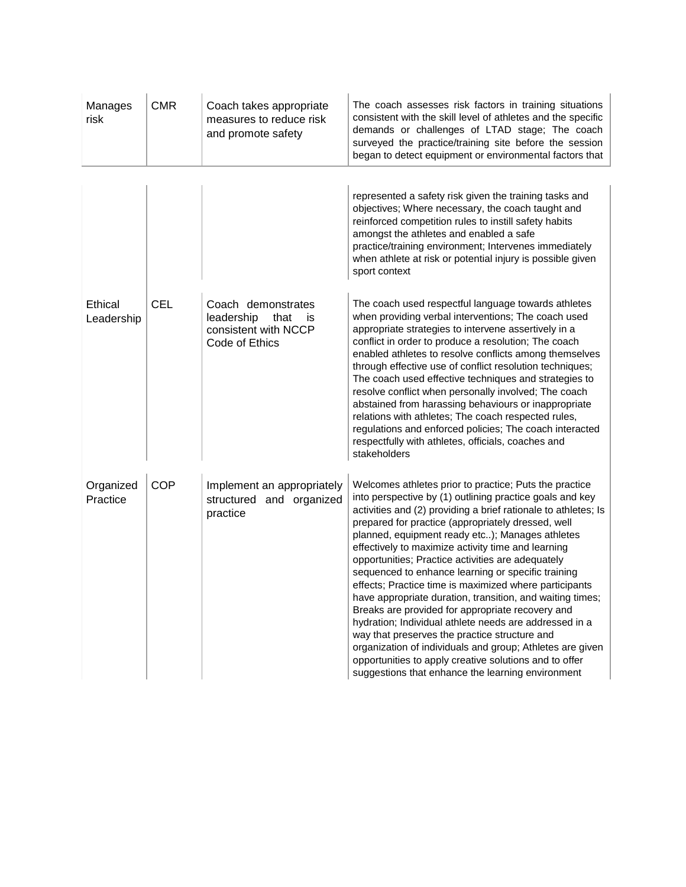| Manages risk | CMR | Coach takes appropriate measures to reduce risk and promote safety | The coach assesses risk factors in training situations consistent with the skill level of athletes and the specific demands or challenges of LTAD stage; The coach surveyed the practice/training site before the session began to detect equipment or environmental factors that represented a safety risk given the training tasks and objectives; Where necessary, the coach taught and reinforced competition rules to instill safety habits amongst the athletes and enabled a safe practice/training environment; Intervenes immediately when athlete at risk or potential injury is possible given sport context |
|---|---|---|---|
| Ethical Leadership | CEL | Coach demonstrates leadership that is consistent with NCCP Code of Ethics | The coach used respectful language towards athletes when providing verbal interventions; The coach used appropriate strategies to intervene assertively in a conflict in order to produce a resolution; The coach enabled athletes to resolve conflicts among themselves through effective use of conflict resolution techniques; The coach used effective techniques and strategies to resolve conflict when personally involved; The coach abstained from harassing behaviours or inappropriate relations with athletes; The coach respected rules, regulations and enforced policies; The coach interacted respectfully with athletes, officials, coaches and stakeholders |
| Organized Practice | COP | Implement an appropriately structured and organized practice | Welcomes athletes prior to practice; Puts the practice into perspective by (1) outlining practice goals and key activities and (2) providing a brief rationale to athletes; Is prepared for practice (appropriately dressed, well planned, equipment ready etc..); Manages athletes effectively to maximize activity time and learning opportunities; Practice activities are adequately sequenced to enhance learning or specific training effects; Practice time is maximized where participants have appropriate duration, transition, and waiting times; Breaks are provided for appropriate recovery and hydration; Individual athlete needs are addressed in a way that preserves the practice structure and organization of individuals and group; Athletes are given opportunities to apply creative solutions and to offer suggestions that enhance the learning environment |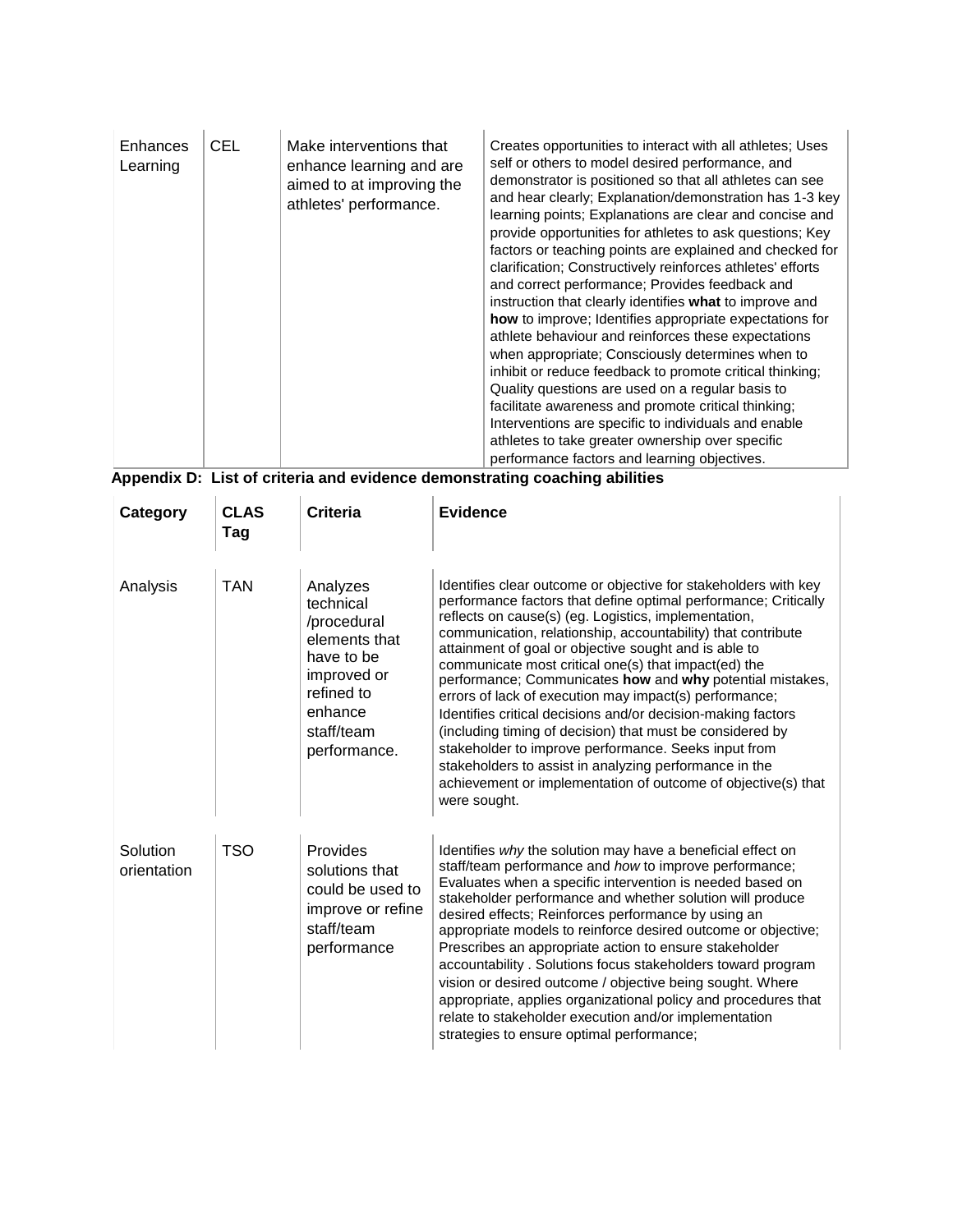| Enhances Learning | CEL | Make interventions that enhance learning and are aimed to at improving the athletes' performance. | Creates opportunities to interact with all athletes; Uses self or others to model desired performance, and demonstrator is positioned so that all athletes can see and hear clearly; Explanation/demonstration has 1-3 key learning points; Explanations are clear and concise and provide opportunities for athletes to ask questions; Key factors or teaching points are explained and checked for clarification; Constructively reinforces athletes' efforts and correct performance; Provides feedback and instruction that clearly identifies **what** to improve and **how** to improve; Identifies appropriate expectations for athlete behaviour and reinforces these expectations when appropriate; Consciously determines when to inhibit or reduce feedback to promote critical thinking; Quality questions are used on a regular basis to facilitate awareness and promote critical thinking; Interventions are specific to individuals and enable athletes to take greater ownership over specific performance factors and learning objectives. |
|---|---|---|---|

**Appendix D: List of criteria and evidence demonstrating coaching abilities**

| Category | CLAS Tag | Criteria | Evidence |
|---|---|---|---|
| Analysis | TAN | Analyzes technical /procedural elements that have to be improved or refined to enhance staff/team performance. | Identifies clear outcome or objective for stakeholders with key performance factors that define optimal performance; Critically reflects on cause(s) (eg. Logistics, implementation, communication, relationship, accountability) that contribute attainment of goal or objective sought and is able to communicate most critical one(s) that impact(ed) the performance; Communicates **how** and **why** potential mistakes, errors of lack of execution may impact(s) performance; Identifies critical decisions and/or decision-making factors (including timing of decision) that must be considered by stakeholder to improve performance. Seeks input from stakeholders to assist in analyzing performance in the achievement or implementation of outcome of objective(s) that were sought. |
| Solution orientation | TSO | Provides solutions that could be used to improve or refine staff/team performance | Identifies *why* the solution may have a beneficial effect on staff/team performance and *how* to improve performance; Evaluates when a specific intervention is needed based on stakeholder performance and whether solution will produce desired effects; Reinforces performance by using an appropriate models to reinforce desired outcome or objective; Prescribes an appropriate action to ensure stakeholder accountability . Solutions focus stakeholders toward program vision or desired outcome / objective being sought. Where appropriate, applies organizational policy and procedures that relate to stakeholder execution and/or implementation strategies to ensure optimal performance; |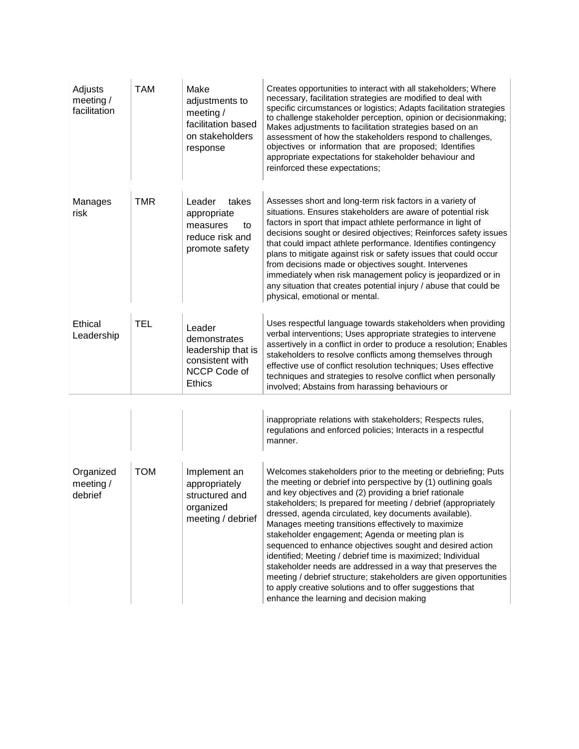| | | | |
|---|---|---|---|
| Adjusts meeting / facilitation | TAM | Make adjustments to meeting / facilitation based on stakeholders response | Creates opportunities to interact with all stakeholders; Where necessary, facilitation strategies are modified to deal with specific circumstances or logistics; Adapts facilitation strategies to challenge stakeholder perception, opinion or decisionmaking; Makes adjustments to facilitation strategies based on an assessment of how the stakeholders respond to challenges, objectives or information that are proposed; Identifies appropriate expectations for stakeholder behaviour and reinforced these expectations; |
| Manages risk | TMR | Leader takes appropriate measures to reduce risk and promote safety | Assesses short and long-term risk factors in a variety of situations. Ensures stakeholders are aware of potential risk factors in sport that impact athlete performance in light of decisions sought or desired objectives; Reinforces safety issues that could impact athlete performance. Identifies contingency plans to mitigate against risk or safety issues that could occur from decisions made or objectives sought. Intervenes immediately when risk management policy is jeopardized or in any situation that creates potential injury / abuse that could be physical, emotional or mental. |
| Ethical Leadership | TEL | Leader demonstrates leadership that is consistent with NCCP Code of Ethics | Uses respectful language towards stakeholders when providing verbal interventions; Uses appropriate strategies to intervene assertively in a conflict in order to produce a resolution; Enables stakeholders to resolve conflicts among themselves through effective use of conflict resolution techniques; Uses effective techniques and strategies to resolve conflict when personally involved; Abstains from harassing behaviours or inappropriate relations with stakeholders; Respects rules, regulations and enforced policies; Interacts in a respectful manner. |
| Organized meeting / debrief | TOM | Implement an appropriately structured and organized meeting / debrief | Welcomes stakeholders prior to the meeting or debriefing; Puts the meeting or debrief into perspective by (1) outlining goals and key objectives and (2) providing a brief rationale stakeholders; Is prepared for meeting / debrief (appropriately dressed, agenda circulated, key documents available). Manages meeting transitions effectively to maximize stakeholder engagement; Agenda or meeting plan is sequenced to enhance objectives sought and desired action identified; Meeting / debrief time is maximized; Individual stakeholder needs are addressed in a way that preserves the meeting / debrief structure; stakeholders are given opportunities to apply creative solutions and to offer suggestions that enhance the learning and decision making |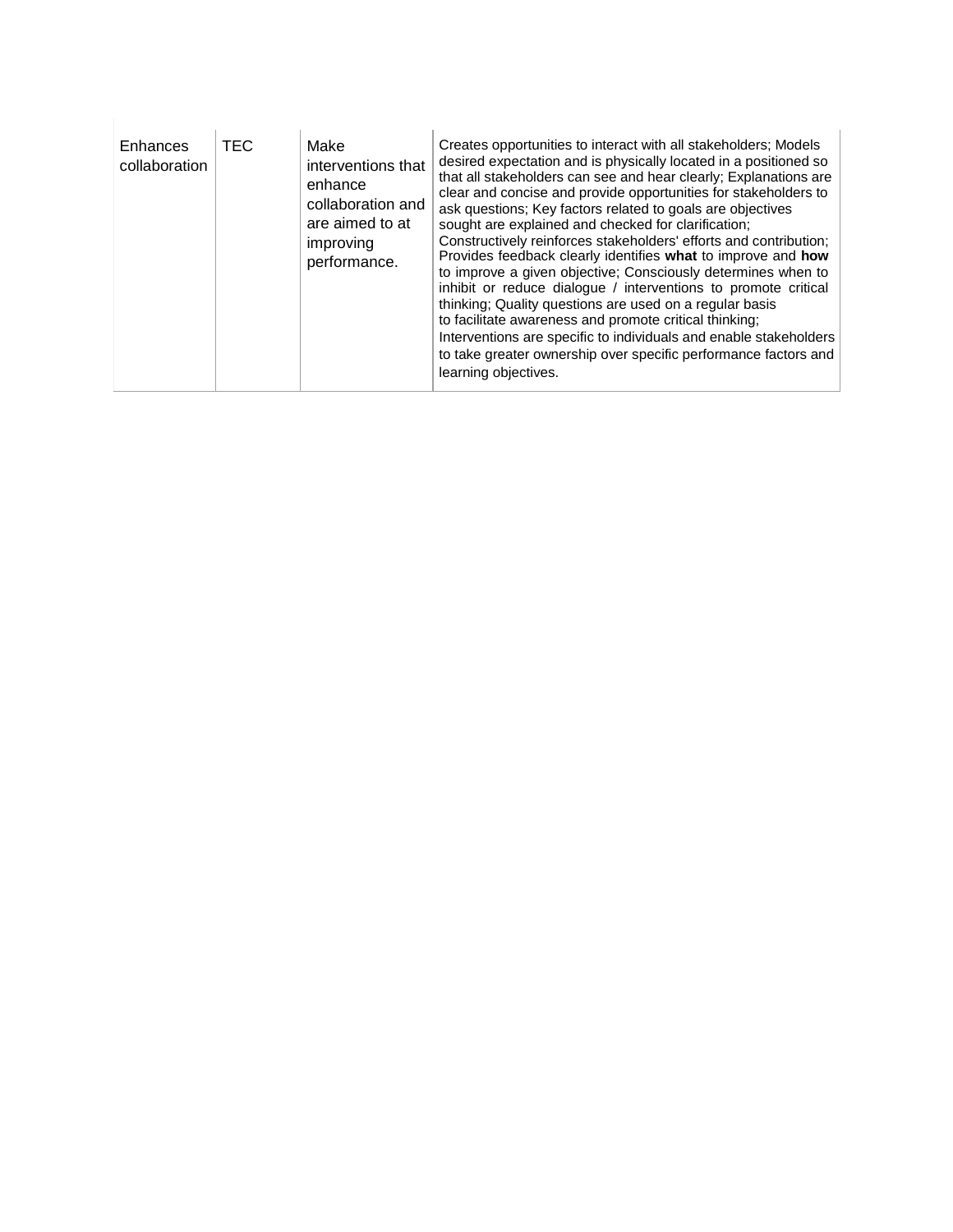| | | | |
|---|---|---|---|
| Enhances collaboration | TEC | Make interventions that enhance collaboration and are aimed to at improving performance. | Creates opportunities to interact with all stakeholders; Models desired expectation and is physically located in a positioned so that all stakeholders can see and hear clearly; Explanations are clear and concise and provide opportunities for stakeholders to ask questions; Key factors related to goals are objectives sought are explained and checked for clarification; Constructively reinforces stakeholders' efforts and contribution; Provides feedback clearly identifies **what** to improve and **how** to improve a given objective; Consciously determines when to inhibit or reduce dialogue / interventions to promote critical thinking; Quality questions are used on a regular basis to facilitate awareness and promote critical thinking; Interventions are specific to individuals and enable stakeholders to take greater ownership over specific performance factors and learning objectives. |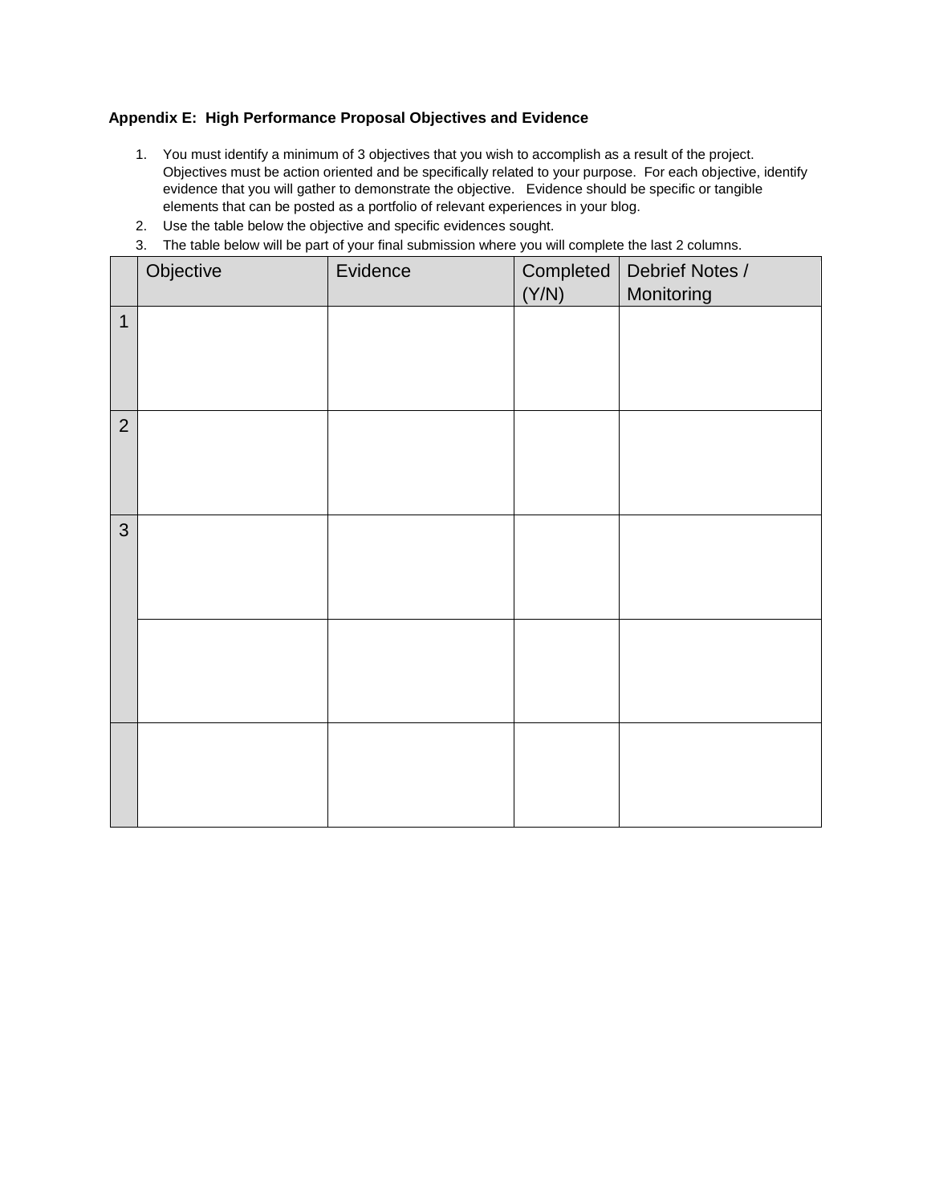**Appendix E: High Performance Proposal Objectives and Evidence**

1. You must identify a minimum of 3 objectives that you wish to accomplish as a result of the project. Objectives must be action oriented and be specifically related to your purpose. For each objective, identify evidence that you will gather to demonstrate the objective. Evidence should be specific or tangible elements that can be posted as a portfolio of relevant experiences in your blog.
2. Use the table below the objective and specific evidences sought.
3. The table below will be part of your final submission where you will complete the last 2 columns.

| | Objective | Evidence | Completed (Y/N) | Debrief Notes / Monitoring |
|---|---|---|---|---|
| 1 | | | | |
| 2 | | | | |
| 3 | | | | |
| | | | | |
| | | | | |